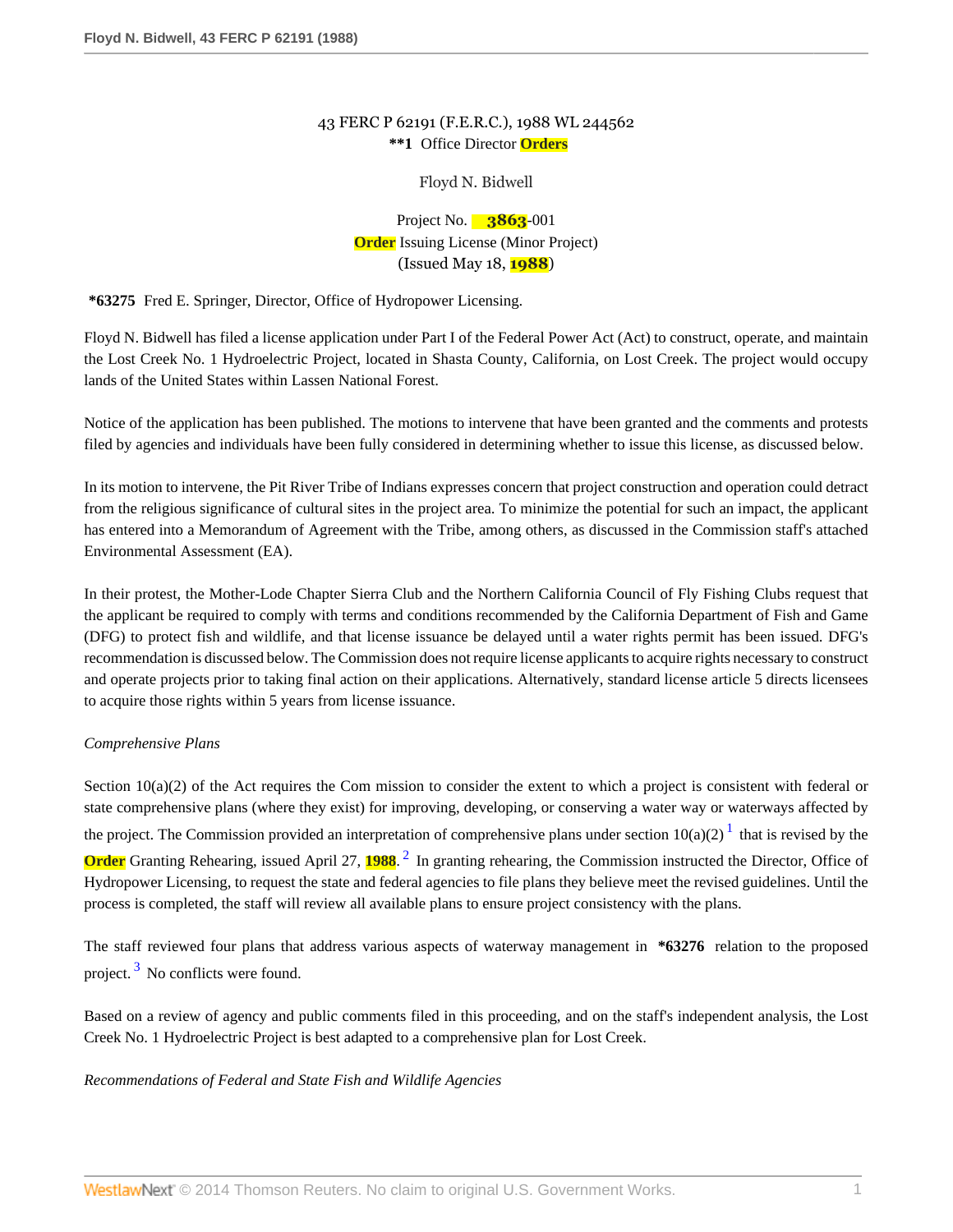43 FERC P 62191 (F.E.R.C.), 1988 WL 244562

**\*\*1** Office Director **Orders**

Floyd N. Bidwell

Project No. **3863**-001

**Order** Issuing License (Minor Project)

(Issued May 18, **1988**)

**\*63275** Fred E. Springer, Director, Office of Hydropower Licensing.

Floyd N. Bidwell has filed a license application under Part I of the Federal Power Act (Act) to construct, operate, and maintain the Lost Creek No. 1 Hydroelectric Project, located in Shasta County, California, on Lost Creek. The project would occupy lands of the United States within Lassen National Forest.

Notice of the application has been published. The motions to intervene that have been granted and the comments and protests filed by agencies and individuals have been fully considered in determining whether to issue this license, as discussed below.

In its motion to intervene, the Pit River Tribe of Indians expresses concern that project construction and operation could detract from the religious significance of cultural sites in the project area. To minimize the potential for such an impact, the applicant has entered into a Memorandum of Agreement with the Tribe, among others, as discussed in the Commission staff's attached Environmental Assessment (EA).

In their protest, the Mother-Lode Chapter Sierra Club and the Northern California Council of Fly Fishing Clubs request that the applicant be required to comply with terms and conditions recommended by the California Department of Fish and Game (DFG) to protect fish and wildlife, and that license issuance be delayed until a water rights permit has been issued. DFG's recommendation is discussed below. The Commission does not require license applicants to acquire rights necessary to construct and operate projects prior to taking final action on their applications. Alternatively, standard license article 5 directs licensees to acquire those rights within 5 years from license issuance.

*Comprehensive Plans*

Section 10(a)(2) of the Act requires the Com mission to consider the extent to which a project is consistent with federal or state comprehensive plans (where they exist) for improving, developing, or conserving a water way or waterways affected by the project. The Commission provided an interpretation of comprehensive plans under section 10(a)(2) [1] that is revised by the **Order** Granting Rehearing, issued April 27, **1988**. [2] In granting rehearing, the Commission instructed the Director, Office of Hydropower Licensing, to request the state and federal agencies to file plans they believe meet the revised guidelines. Until the process is completed, the staff will review all available plans to ensure project consistency with the plans.

The staff reviewed four plans that address various aspects of waterway management in **\*63276** relation to the proposed project. [3] No conflicts were found.

Based on a review of agency and public comments filed in this proceeding, and on the staff's independent analysis, the Lost Creek No. 1 Hydroelectric Project is best adapted to a comprehensive plan for Lost Creek.

*Recommendations of Federal and State Fish and Wildlife Agencies*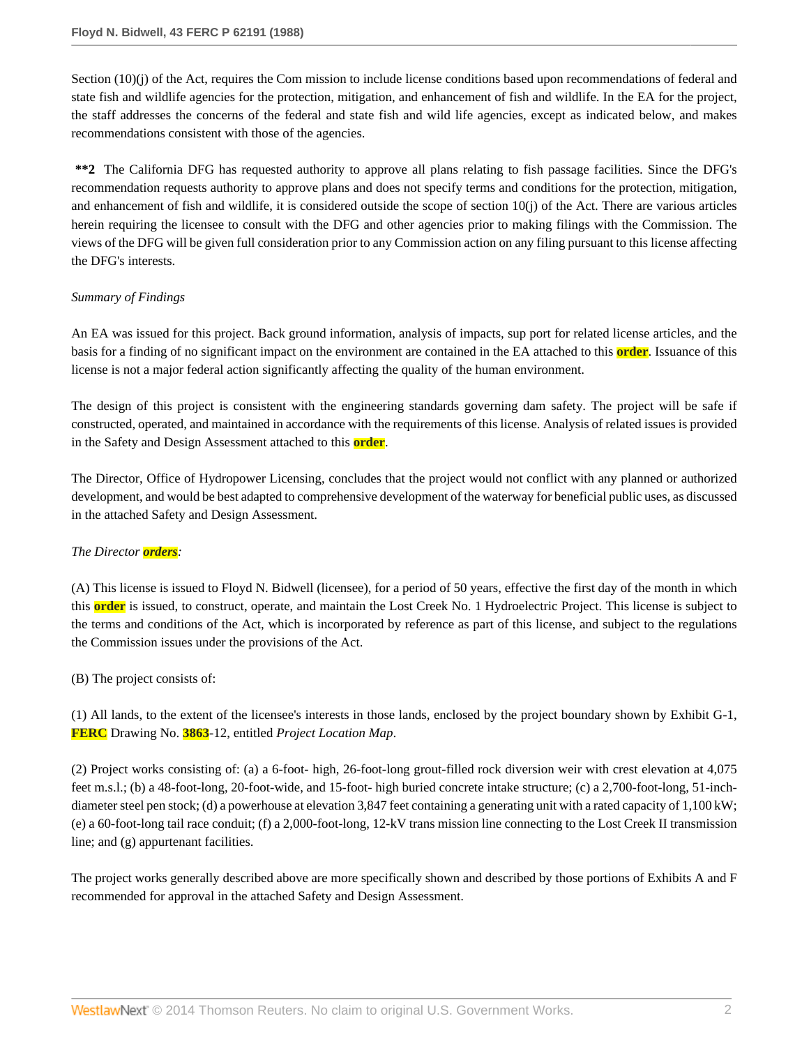Section (10)(j) of the Act, requires the Com mission to include license conditions based upon recommendations of federal and state fish and wildlife agencies for the protection, mitigation, and enhancement of fish and wildlife. In the EA for the project, the staff addresses the concerns of the federal and state fish and wild life agencies, except as indicated below, and makes recommendations consistent with those of the agencies.

**\*\*2** The California DFG has requested authority to approve all plans relating to fish passage facilities. Since the DFG's recommendation requests authority to approve plans and does not specify terms and conditions for the protection, mitigation, and enhancement of fish and wildlife, it is considered outside the scope of section 10(j) of the Act. There are various articles herein requiring the licensee to consult with the DFG and other agencies prior to making filings with the Commission. The views of the DFG will be given full consideration prior to any Commission action on any filing pursuant to this license affecting the DFG's interests.

*Summary of Findings*

An EA was issued for this project. Back ground information, analysis of impacts, sup port for related license articles, and the basis for a finding of no significant impact on the environment are contained in the EA attached to this order. Issuance of this license is not a major federal action significantly affecting the quality of the human environment.

The design of this project is consistent with the engineering standards governing dam safety. The project will be safe if constructed, operated, and maintained in accordance with the requirements of this license. Analysis of related issues is provided in the Safety and Design Assessment attached to this order.

The Director, Office of Hydropower Licensing, concludes that the project would not conflict with any planned or authorized development, and would be best adapted to comprehensive development of the waterway for beneficial public uses, as discussed in the attached Safety and Design Assessment.

*The Director orders:*

(A) This license is issued to Floyd N. Bidwell (licensee), for a period of 50 years, effective the first day of the month in which this order is issued, to construct, operate, and maintain the Lost Creek No. 1 Hydroelectric Project. This license is subject to the terms and conditions of the Act, which is incorporated by reference as part of this license, and subject to the regulations the Commission issues under the provisions of the Act.

(B) The project consists of:

(1) All lands, to the extent of the licensee's interests in those lands, enclosed by the project boundary shown by Exhibit G-1, FERC Drawing No. 3863-12, entitled *Project Location Map*.

(2) Project works consisting of: (a) a 6-foot- high, 26-foot-long grout-filled rock diversion weir with crest elevation at 4,075 feet m.s.l.; (b) a 48-foot-long, 20-foot-wide, and 15-foot- high buried concrete intake structure; (c) a 2,700-foot-long, 51-inch-diameter steel pen stock; (d) a powerhouse at elevation 3,847 feet containing a generating unit with a rated capacity of 1,100 kW; (e) a 60-foot-long tail race conduit; (f) a 2,000-foot-long, 12-kV trans mission line connecting to the Lost Creek II transmission line; and (g) appurtenant facilities.

The project works generally described above are more specifically shown and described by those portions of Exhibits A and F recommended for approval in the attached Safety and Design Assessment.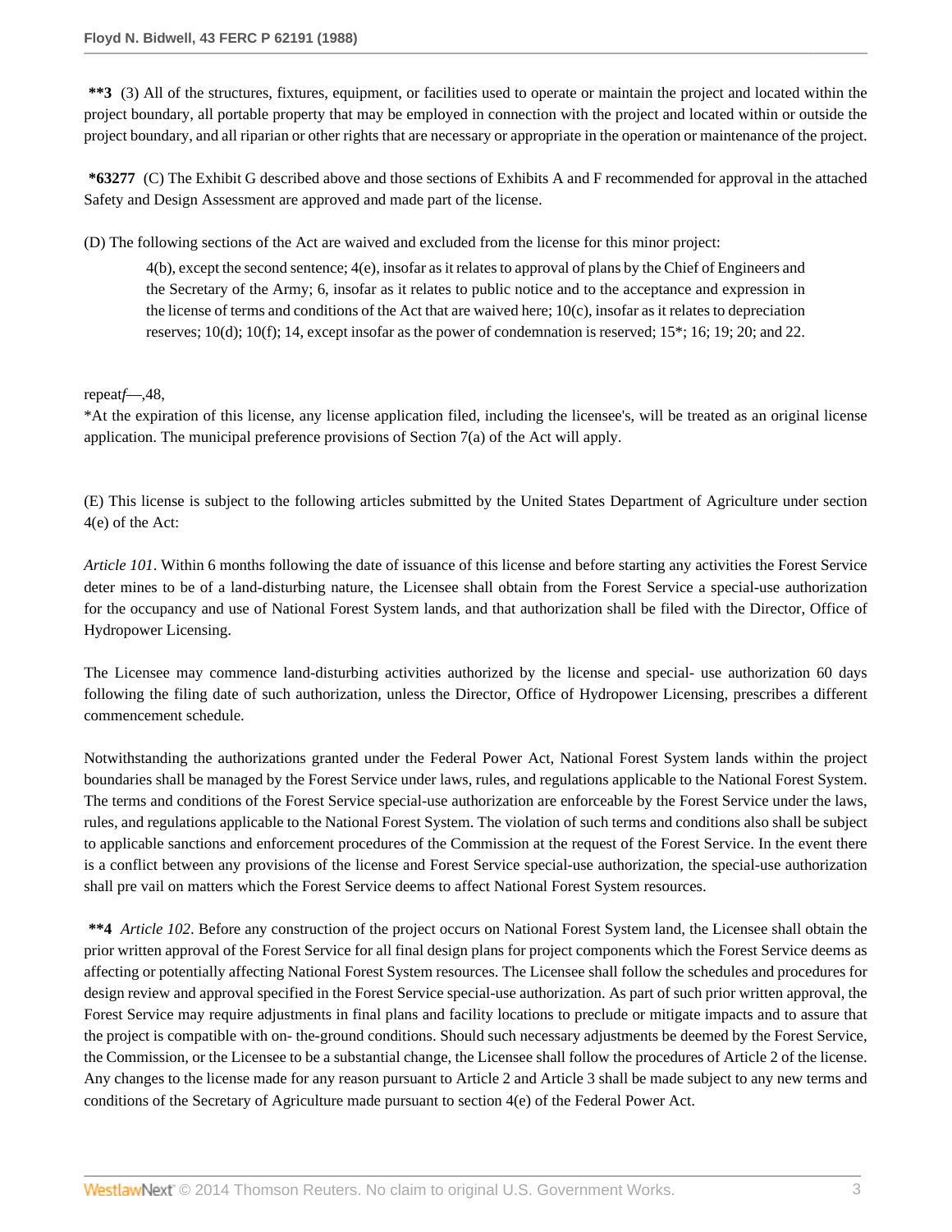**\*\*3** (3) All of the structures, fixtures, equipment, or facilities used to operate or maintain the project and located within the project boundary, all portable property that may be employed in connection with the project and located within or outside the project boundary, and all riparian or other rights that are necessary or appropriate in the operation or maintenance of the project.

**\*63277** (C) The Exhibit G described above and those sections of Exhibits A and F recommended for approval in the attached Safety and Design Assessment are approved and made part of the license.

(D) The following sections of the Act are waived and excluded from the license for this minor project:

> 4(b), except the second sentence; 4(e), insofar as it relates to approval of plans by the Chief of Engineers and the Secretary of the Army; 6, insofar as it relates to public notice and to the acceptance and expression in the license of terms and conditions of the Act that are waived here; 10(c), insofar as it relates to depreciation reserves; 10(d); 10(f); 14, except insofar as the power of condemnation is reserved; 15*; 16; 19; 20; and 22.

repeat*f*—,48,

*At the expiration of this license, any license application filed, including the licensee's, will be treated as an original license application. The municipal preference provisions of Section 7(a) of the Act will apply.

(E) This license is subject to the following articles submitted by the United States Department of Agriculture under section 4(e) of the Act:

*Article 101*. Within 6 months following the date of issuance of this license and before starting any activities the Forest Service deter mines to be of a land-disturbing nature, the Licensee shall obtain from the Forest Service a special-use authorization for the occupancy and use of National Forest System lands, and that authorization shall be filed with the Director, Office of Hydropower Licensing.

The Licensee may commence land-disturbing activities authorized by the license and special- use authorization 60 days following the filing date of such authorization, unless the Director, Office of Hydropower Licensing, prescribes a different commencement schedule.

Notwithstanding the authorizations granted under the Federal Power Act, National Forest System lands within the project boundaries shall be managed by the Forest Service under laws, rules, and regulations applicable to the National Forest System. The terms and conditions of the Forest Service special-use authorization are enforceable by the Forest Service under the laws, rules, and regulations applicable to the National Forest System. The violation of such terms and conditions also shall be subject to applicable sanctions and enforcement procedures of the Commission at the request of the Forest Service. In the event there is a conflict between any provisions of the license and Forest Service special-use authorization, the special-use authorization shall pre vail on matters which the Forest Service deems to affect National Forest System resources.

**\*\*4** *Article 102*. Before any construction of the project occurs on National Forest System land, the Licensee shall obtain the prior written approval of the Forest Service for all final design plans for project components which the Forest Service deems as affecting or potentially affecting National Forest System resources. The Licensee shall follow the schedules and procedures for design review and approval specified in the Forest Service special-use authorization. As part of such prior written approval, the Forest Service may require adjustments in final plans and facility locations to preclude or mitigate impacts and to assure that the project is compatible with on- the-ground conditions. Should such necessary adjustments be deemed by the Forest Service, the Commission, or the Licensee to be a substantial change, the Licensee shall follow the procedures of Article 2 of the license. Any changes to the license made for any reason pursuant to Article 2 and Article 3 shall be made subject to any new terms and conditions of the Secretary of Agriculture made pursuant to section 4(e) of the Federal Power Act.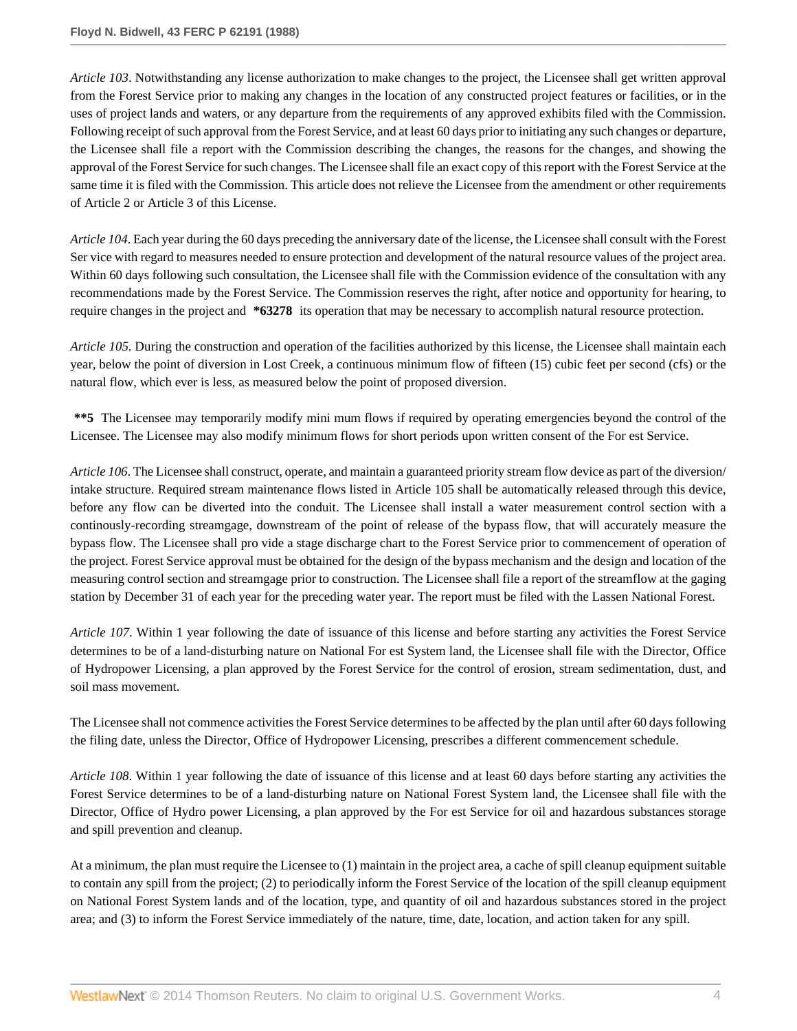*Article 103*. Notwithstanding any license authorization to make changes to the project, the Licensee shall get written approval from the Forest Service prior to making any changes in the location of any constructed project features or facilities, or in the uses of project lands and waters, or any departure from the requirements of any approved exhibits filed with the Commission. Following receipt of such approval from the Forest Service, and at least 60 days prior to initiating any such changes or departure, the Licensee shall file a report with the Commission describing the changes, the reasons for the changes, and showing the approval of the Forest Service for such changes. The Licensee shall file an exact copy of this report with the Forest Service at the same time it is filed with the Commission. This article does not relieve the Licensee from the amendment or other requirements of Article 2 or Article 3 of this License.

*Article 104*. Each year during the 60 days preceding the anniversary date of the license, the Licensee shall consult with the Forest Ser vice with regard to measures needed to ensure protection and development of the natural resource values of the project area. Within 60 days following such consultation, the Licensee shall file with the Commission evidence of the consultation with any recommendations made by the Forest Service. The Commission reserves the right, after notice and opportunity for hearing, to require changes in the project and **\*63278** its operation that may be necessary to accomplish natural resource protection.

*Article 105*. During the construction and operation of the facilities authorized by this license, the Licensee shall maintain each year, below the point of diversion in Lost Creek, a continuous minimum flow of fifteen (15) cubic feet per second (cfs) or the natural flow, which ever is less, as measured below the point of proposed diversion.

**\*\*5** The Licensee may temporarily modify mini mum flows if required by operating emergencies beyond the control of the Licensee. The Licensee may also modify minimum flows for short periods upon written consent of the For est Service.

*Article 106*. The Licensee shall construct, operate, and maintain a guaranteed priority stream flow device as part of the diversion/intake structure. Required stream maintenance flows listed in Article 105 shall be automatically released through this device, before any flow can be diverted into the conduit. The Licensee shall install a water measurement control section with a continously-recording streamgage, downstream of the point of release of the bypass flow, that will accurately measure the bypass flow. The Licensee shall pro vide a stage discharge chart to the Forest Service prior to commencement of operation of the project. Forest Service approval must be obtained for the design of the bypass mechanism and the design and location of the measuring control section and streamgage prior to construction. The Licensee shall file a report of the streamflow at the gaging station by December 31 of each year for the preceding water year. The report must be filed with the Lassen National Forest.

*Article 107*. Within 1 year following the date of issuance of this license and before starting any activities the Forest Service determines to be of a land-disturbing nature on National For est System land, the Licensee shall file with the Director, Office of Hydropower Licensing, a plan approved by the Forest Service for the control of erosion, stream sedimentation, dust, and soil mass movement.

The Licensee shall not commence activities the Forest Service determines to be affected by the plan until after 60 days following the filing date, unless the Director, Office of Hydropower Licensing, prescribes a different commencement schedule.

*Article 108*. Within 1 year following the date of issuance of this license and at least 60 days before starting any activities the Forest Service determines to be of a land-disturbing nature on National Forest System land, the Licensee shall file with the Director, Office of Hydro power Licensing, a plan approved by the For est Service for oil and hazardous substances storage and spill prevention and cleanup.

At a minimum, the plan must require the Licensee to (1) maintain in the project area, a cache of spill cleanup equipment suitable to contain any spill from the project; (2) to periodically inform the Forest Service of the location of the spill cleanup equipment on National Forest System lands and of the location, type, and quantity of oil and hazardous substances stored in the project area; and (3) to inform the Forest Service immediately of the nature, time, date, location, and action taken for any spill.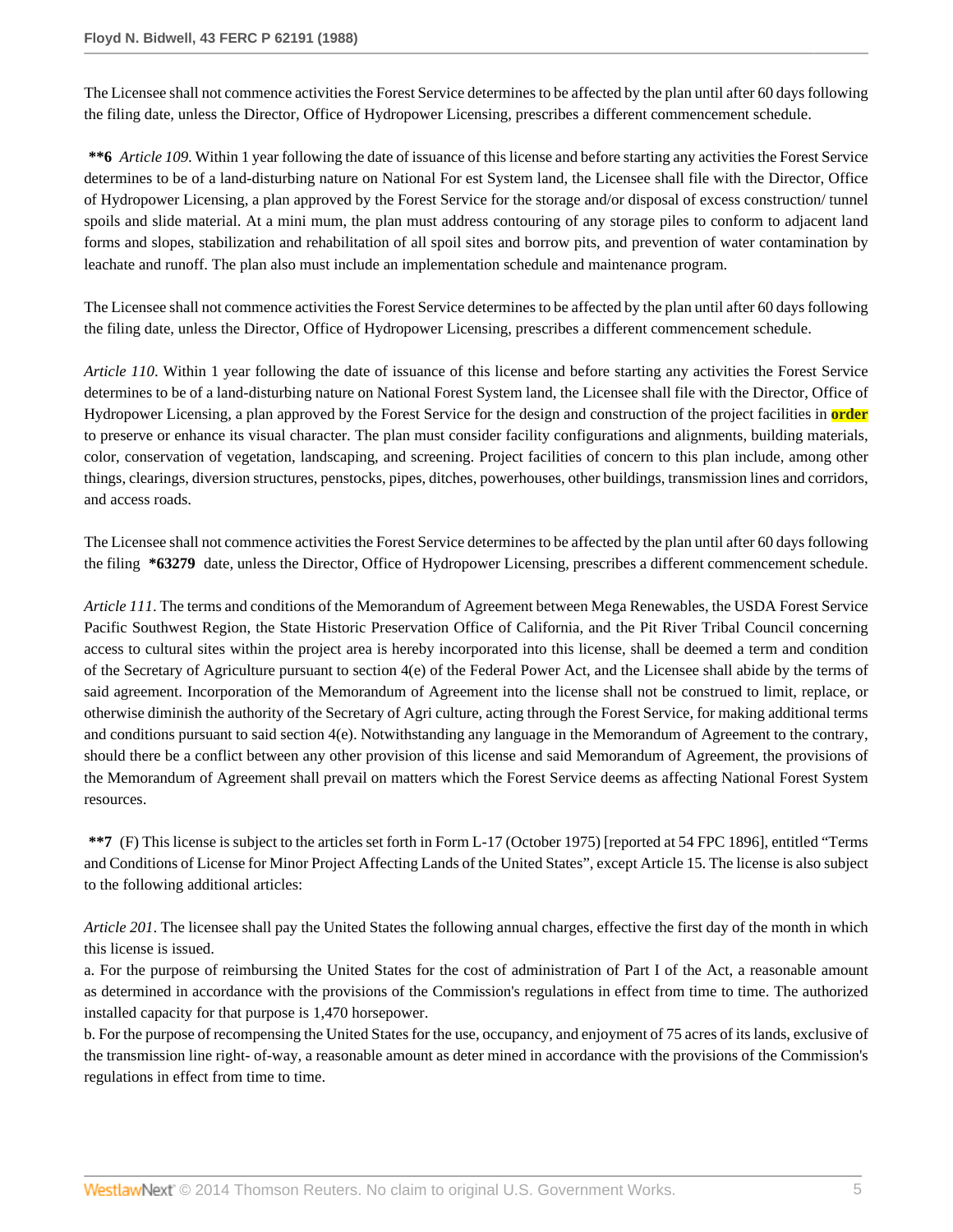The Licensee shall not commence activities the Forest Service determines to be affected by the plan until after 60 days following the filing date, unless the Director, Office of Hydropower Licensing, prescribes a different commencement schedule.

**\*\*6** *Article 109*. Within 1 year following the date of issuance of this license and before starting any activities the Forest Service determines to be of a land-disturbing nature on National For est System land, the Licensee shall file with the Director, Office of Hydropower Licensing, a plan approved by the Forest Service for the storage and/or disposal of excess construction/ tunnel spoils and slide material. At a mini mum, the plan must address contouring of any storage piles to conform to adjacent land forms and slopes, stabilization and rehabilitation of all spoil sites and borrow pits, and prevention of water contamination by leachate and runoff. The plan also must include an implementation schedule and maintenance program.

The Licensee shall not commence activities the Forest Service determines to be affected by the plan until after 60 days following the filing date, unless the Director, Office of Hydropower Licensing, prescribes a different commencement schedule.

*Article 110*. Within 1 year following the date of issuance of this license and before starting any activities the Forest Service determines to be of a land-disturbing nature on National Forest System land, the Licensee shall file with the Director, Office of Hydropower Licensing, a plan approved by the Forest Service for the design and construction of the project facilities in **order** to preserve or enhance its visual character. The plan must consider facility configurations and alignments, building materials, color, conservation of vegetation, landscaping, and screening. Project facilities of concern to this plan include, among other things, clearings, diversion structures, penstocks, pipes, ditches, powerhouses, other buildings, transmission lines and corridors, and access roads.

The Licensee shall not commence activities the Forest Service determines to be affected by the plan until after 60 days following the filing **\*63279** date, unless the Director, Office of Hydropower Licensing, prescribes a different commencement schedule.

*Article 111*. The terms and conditions of the Memorandum of Agreement between Mega Renewables, the USDA Forest Service Pacific Southwest Region, the State Historic Preservation Office of California, and the Pit River Tribal Council concerning access to cultural sites within the project area is hereby incorporated into this license, shall be deemed a term and condition of the Secretary of Agriculture pursuant to section 4(e) of the Federal Power Act, and the Licensee shall abide by the terms of said agreement. Incorporation of the Memorandum of Agreement into the license shall not be construed to limit, replace, or otherwise diminish the authority of the Secretary of Agri culture, acting through the Forest Service, for making additional terms and conditions pursuant to said section 4(e). Notwithstanding any language in the Memorandum of Agreement to the contrary, should there be a conflict between any other provision of this license and said Memorandum of Agreement, the provisions of the Memorandum of Agreement shall prevail on matters which the Forest Service deems as affecting National Forest System resources.

**\*\*7** (F) This license is subject to the articles set forth in Form L-17 (October 1975) [reported at 54 FPC 1896], entitled "Terms and Conditions of License for Minor Project Affecting Lands of the United States", except Article 15. The license is also subject to the following additional articles:

*Article 201*. The licensee shall pay the United States the following annual charges, effective the first day of the month in which this license is issued.

a. For the purpose of reimbursing the United States for the cost of administration of Part I of the Act, a reasonable amount as determined in accordance with the provisions of the Commission's regulations in effect from time to time. The authorized installed capacity for that purpose is 1,470 horsepower.

b. For the purpose of recompensing the United States for the use, occupancy, and enjoyment of 75 acres of its lands, exclusive of the transmission line right- of-way, a reasonable amount as deter mined in accordance with the provisions of the Commission's regulations in effect from time to time.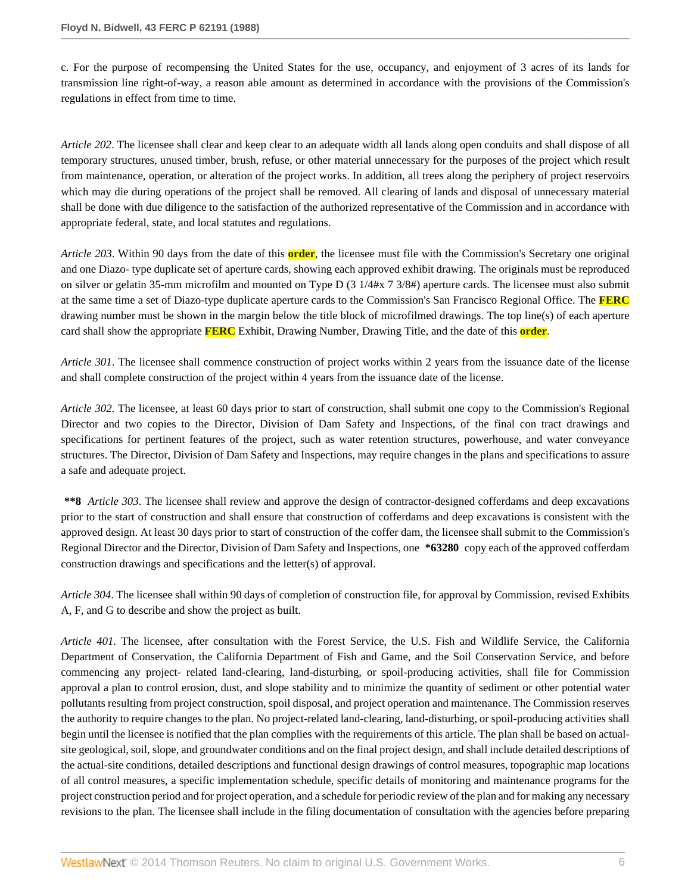c. For the purpose of recompensing the United States for the use, occupancy, and enjoyment of 3 acres of its lands for transmission line right-of-way, a reason able amount as determined in accordance with the provisions of the Commission's regulations in effect from time to time.

*Article 202*. The licensee shall clear and keep clear to an adequate width all lands along open conduits and shall dispose of all temporary structures, unused timber, brush, refuse, or other material unnecessary for the purposes of the project which result from maintenance, operation, or alteration of the project works. In addition, all trees along the periphery of project reservoirs which may die during operations of the project shall be removed. All clearing of lands and disposal of unnecessary material shall be done with due diligence to the satisfaction of the authorized representative of the Commission and in accordance with appropriate federal, state, and local statutes and regulations.

*Article 203*. Within 90 days from the date of this **order**, the licensee must file with the Commission's Secretary one original and one Diazo- type duplicate set of aperture cards, showing each approved exhibit drawing. The originals must be reproduced on silver or gelatin 35-mm microfilm and mounted on Type D (3 1/4#x 7 3/8#) aperture cards. The licensee must also submit at the same time a set of Diazo-type duplicate aperture cards to the Commission's San Francisco Regional Office. The **FERC** drawing number must be shown in the margin below the title block of microfilmed drawings. The top line(s) of each aperture card shall show the appropriate **FERC** Exhibit, Drawing Number, Drawing Title, and the date of this **order**.

*Article 301*. The licensee shall commence construction of project works within 2 years from the issuance date of the license and shall complete construction of the project within 4 years from the issuance date of the license.

*Article 302*. The licensee, at least 60 days prior to start of construction, shall submit one copy to the Commission's Regional Director and two copies to the Director, Division of Dam Safety and Inspections, of the final con tract drawings and specifications for pertinent features of the project, such as water retention structures, powerhouse, and water conveyance structures. The Director, Division of Dam Safety and Inspections, may require changes in the plans and specifications to assure a safe and adequate project.

**\*\*8** *Article 303*. The licensee shall review and approve the design of contractor-designed cofferdams and deep excavations prior to the start of construction and shall ensure that construction of cofferdams and deep excavations is consistent with the approved design. At least 30 days prior to start of construction of the coffer dam, the licensee shall submit to the Commission's Regional Director and the Director, Division of Dam Safety and Inspections, one **\*63280** copy each of the approved cofferdam construction drawings and specifications and the letter(s) of approval.

*Article 304*. The licensee shall within 90 days of completion of construction file, for approval by Commission, revised Exhibits A, F, and G to describe and show the project as built.

*Article 401*. The licensee, after consultation with the Forest Service, the U.S. Fish and Wildlife Service, the California Department of Conservation, the California Department of Fish and Game, and the Soil Conservation Service, and before commencing any project- related land-clearing, land-disturbing, or spoil-producing activities, shall file for Commission approval a plan to control erosion, dust, and slope stability and to minimize the quantity of sediment or other potential water pollutants resulting from project construction, spoil disposal, and project operation and maintenance. The Commission reserves the authority to require changes to the plan. No project-related land-clearing, land-disturbing, or spoil-producing activities shall begin until the licensee is notified that the plan complies with the requirements of this article. The plan shall be based on actual-site geological, soil, slope, and groundwater conditions and on the final project design, and shall include detailed descriptions of the actual-site conditions, detailed descriptions and functional design drawings of control measures, topographic map locations of all control measures, a specific implementation schedule, specific details of monitoring and maintenance programs for the project construction period and for project operation, and a schedule for periodic review of the plan and for making any necessary revisions to the plan. The licensee shall include in the filing documentation of consultation with the agencies before preparing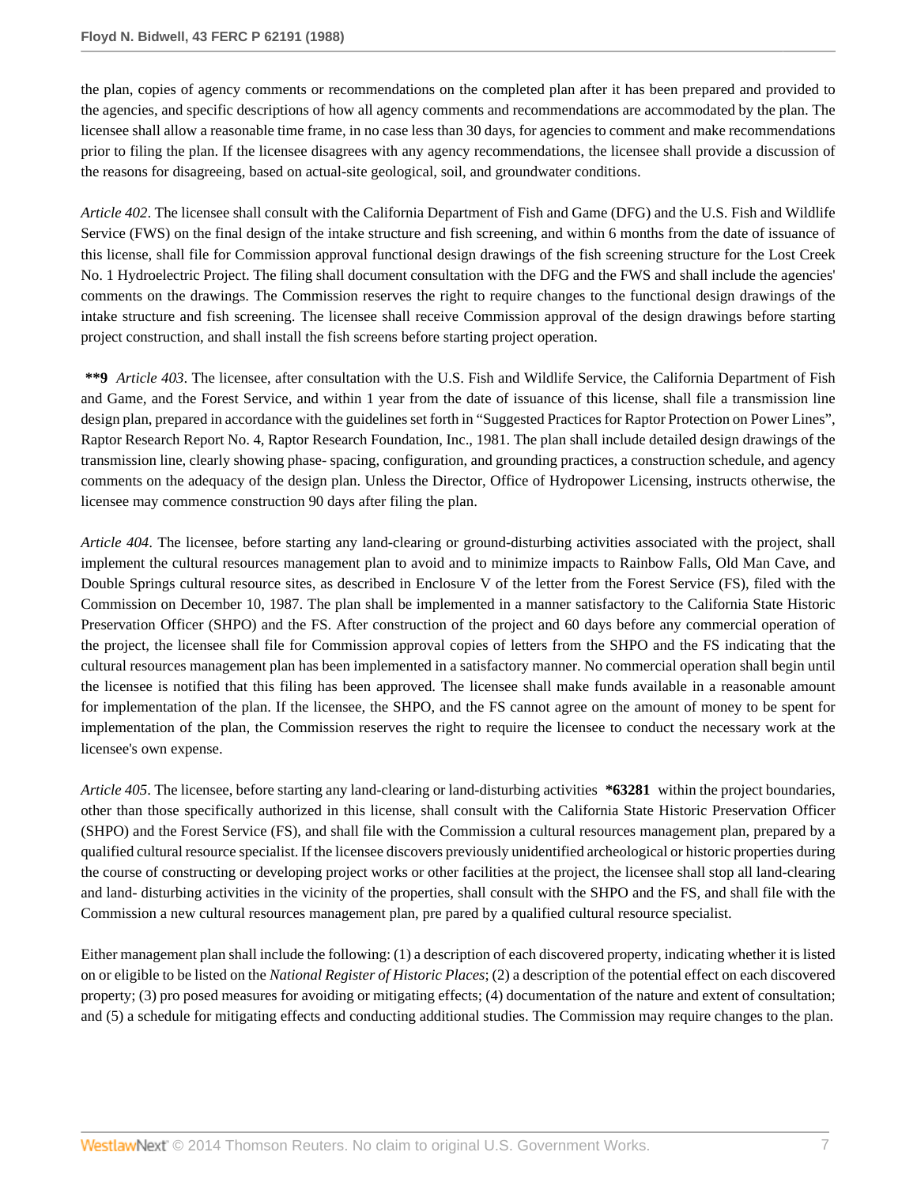the plan, copies of agency comments or recommendations on the completed plan after it has been prepared and provided to the agencies, and specific descriptions of how all agency comments and recommendations are accommodated by the plan. The licensee shall allow a reasonable time frame, in no case less than 30 days, for agencies to comment and make recommendations prior to filing the plan. If the licensee disagrees with any agency recommendations, the licensee shall provide a discussion of the reasons for disagreeing, based on actual-site geological, soil, and groundwater conditions.

*Article 402*. The licensee shall consult with the California Department of Fish and Game (DFG) and the U.S. Fish and Wildlife Service (FWS) on the final design of the intake structure and fish screening, and within 6 months from the date of issuance of this license, shall file for Commission approval functional design drawings of the fish screening structure for the Lost Creek No. 1 Hydroelectric Project. The filing shall document consultation with the DFG and the FWS and shall include the agencies' comments on the drawings. The Commission reserves the right to require changes to the functional design drawings of the intake structure and fish screening. The licensee shall receive Commission approval of the design drawings before starting project construction, and shall install the fish screens before starting project operation.

**\*\*9** *Article 403*. The licensee, after consultation with the U.S. Fish and Wildlife Service, the California Department of Fish and Game, and the Forest Service, and within 1 year from the date of issuance of this license, shall file a transmission line design plan, prepared in accordance with the guidelines set forth in "Suggested Practices for Raptor Protection on Power Lines", Raptor Research Report No. 4, Raptor Research Foundation, Inc., 1981. The plan shall include detailed design drawings of the transmission line, clearly showing phase- spacing, configuration, and grounding practices, a construction schedule, and agency comments on the adequacy of the design plan. Unless the Director, Office of Hydropower Licensing, instructs otherwise, the licensee may commence construction 90 days after filing the plan.

*Article 404*. The licensee, before starting any land-clearing or ground-disturbing activities associated with the project, shall implement the cultural resources management plan to avoid and to minimize impacts to Rainbow Falls, Old Man Cave, and Double Springs cultural resource sites, as described in Enclosure V of the letter from the Forest Service (FS), filed with the Commission on December 10, 1987. The plan shall be implemented in a manner satisfactory to the California State Historic Preservation Officer (SHPO) and the FS. After construction of the project and 60 days before any commercial operation of the project, the licensee shall file for Commission approval copies of letters from the SHPO and the FS indicating that the cultural resources management plan has been implemented in a satisfactory manner. No commercial operation shall begin until the licensee is notified that this filing has been approved. The licensee shall make funds available in a reasonable amount for implementation of the plan. If the licensee, the SHPO, and the FS cannot agree on the amount of money to be spent for implementation of the plan, the Commission reserves the right to require the licensee to conduct the necessary work at the licensee's own expense.

*Article 405*. The licensee, before starting any land-clearing or land-disturbing activities **\*63281** within the project boundaries, other than those specifically authorized in this license, shall consult with the California State Historic Preservation Officer (SHPO) and the Forest Service (FS), and shall file with the Commission a cultural resources management plan, prepared by a qualified cultural resource specialist. If the licensee discovers previously unidentified archeological or historic properties during the course of constructing or developing project works or other facilities at the project, the licensee shall stop all land-clearing and land- disturbing activities in the vicinity of the properties, shall consult with the SHPO and the FS, and shall file with the Commission a new cultural resources management plan, pre pared by a qualified cultural resource specialist.

Either management plan shall include the following: (1) a description of each discovered property, indicating whether it is listed on or eligible to be listed on the *National Register of Historic Places*; (2) a description of the potential effect on each discovered property; (3) pro posed measures for avoiding or mitigating effects; (4) documentation of the nature and extent of consultation; and (5) a schedule for mitigating effects and conducting additional studies. The Commission may require changes to the plan.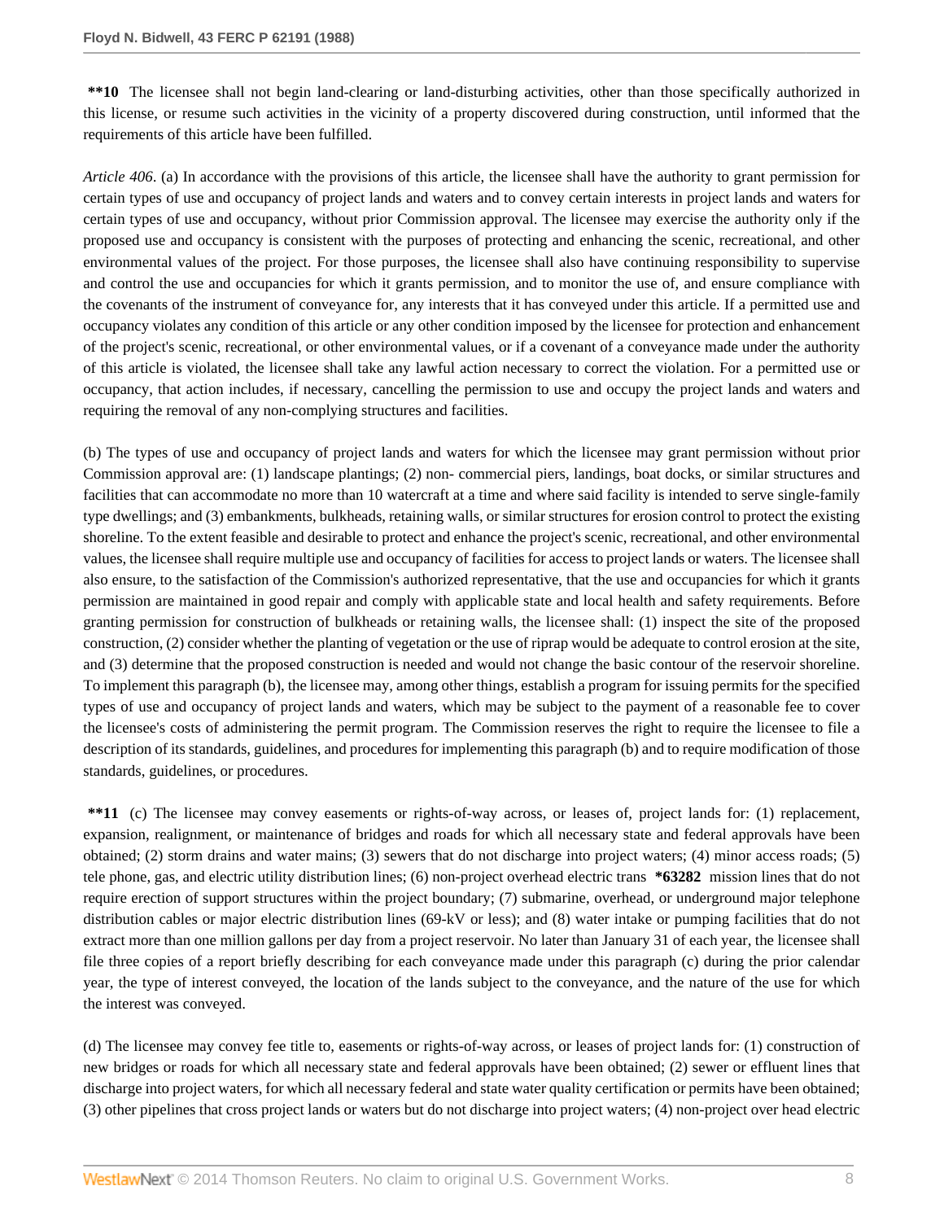**\*\*10** The licensee shall not begin land-clearing or land-disturbing activities, other than those specifically authorized in this license, or resume such activities in the vicinity of a property discovered during construction, until informed that the requirements of this article have been fulfilled.

*Article 406*. (a) In accordance with the provisions of this article, the licensee shall have the authority to grant permission for certain types of use and occupancy of project lands and waters and to convey certain interests in project lands and waters for certain types of use and occupancy, without prior Commission approval. The licensee may exercise the authority only if the proposed use and occupancy is consistent with the purposes of protecting and enhancing the scenic, recreational, and other environmental values of the project. For those purposes, the licensee shall also have continuing responsibility to supervise and control the use and occupancies for which it grants permission, and to monitor the use of, and ensure compliance with the covenants of the instrument of conveyance for, any interests that it has conveyed under this article. If a permitted use and occupancy violates any condition of this article or any other condition imposed by the licensee for protection and enhancement of the project's scenic, recreational, or other environmental values, or if a covenant of a conveyance made under the authority of this article is violated, the licensee shall take any lawful action necessary to correct the violation. For a permitted use or occupancy, that action includes, if necessary, cancelling the permission to use and occupy the project lands and waters and requiring the removal of any non-complying structures and facilities.

(b) The types of use and occupancy of project lands and waters for which the licensee may grant permission without prior Commission approval are: (1) landscape plantings; (2) non- commercial piers, landings, boat docks, or similar structures and facilities that can accommodate no more than 10 watercraft at a time and where said facility is intended to serve single-family type dwellings; and (3) embankments, bulkheads, retaining walls, or similar structures for erosion control to protect the existing shoreline. To the extent feasible and desirable to protect and enhance the project's scenic, recreational, and other environmental values, the licensee shall require multiple use and occupancy of facilities for access to project lands or waters. The licensee shall also ensure, to the satisfaction of the Commission's authorized representative, that the use and occupancies for which it grants permission are maintained in good repair and comply with applicable state and local health and safety requirements. Before granting permission for construction of bulkheads or retaining walls, the licensee shall: (1) inspect the site of the proposed construction, (2) consider whether the planting of vegetation or the use of riprap would be adequate to control erosion at the site, and (3) determine that the proposed construction is needed and would not change the basic contour of the reservoir shoreline. To implement this paragraph (b), the licensee may, among other things, establish a program for issuing permits for the specified types of use and occupancy of project lands and waters, which may be subject to the payment of a reasonable fee to cover the licensee's costs of administering the permit program. The Commission reserves the right to require the licensee to file a description of its standards, guidelines, and procedures for implementing this paragraph (b) and to require modification of those standards, guidelines, or procedures.

**\*\*11** (c) The licensee may convey easements or rights-of-way across, or leases of, project lands for: (1) replacement, expansion, realignment, or maintenance of bridges and roads for which all necessary state and federal approvals have been obtained; (2) storm drains and water mains; (3) sewers that do not discharge into project waters; (4) minor access roads; (5) tele phone, gas, and electric utility distribution lines; (6) non-project overhead electric trans **\*63282** mission lines that do not require erection of support structures within the project boundary; (7) submarine, overhead, or underground major telephone distribution cables or major electric distribution lines (69-kV or less); and (8) water intake or pumping facilities that do not extract more than one million gallons per day from a project reservoir. No later than January 31 of each year, the licensee shall file three copies of a report briefly describing for each conveyance made under this paragraph (c) during the prior calendar year, the type of interest conveyed, the location of the lands subject to the conveyance, and the nature of the use for which the interest was conveyed.

(d) The licensee may convey fee title to, easements or rights-of-way across, or leases of project lands for: (1) construction of new bridges or roads for which all necessary state and federal approvals have been obtained; (2) sewer or effluent lines that discharge into project waters, for which all necessary federal and state water quality certification or permits have been obtained; (3) other pipelines that cross project lands or waters but do not discharge into project waters; (4) non-project over head electric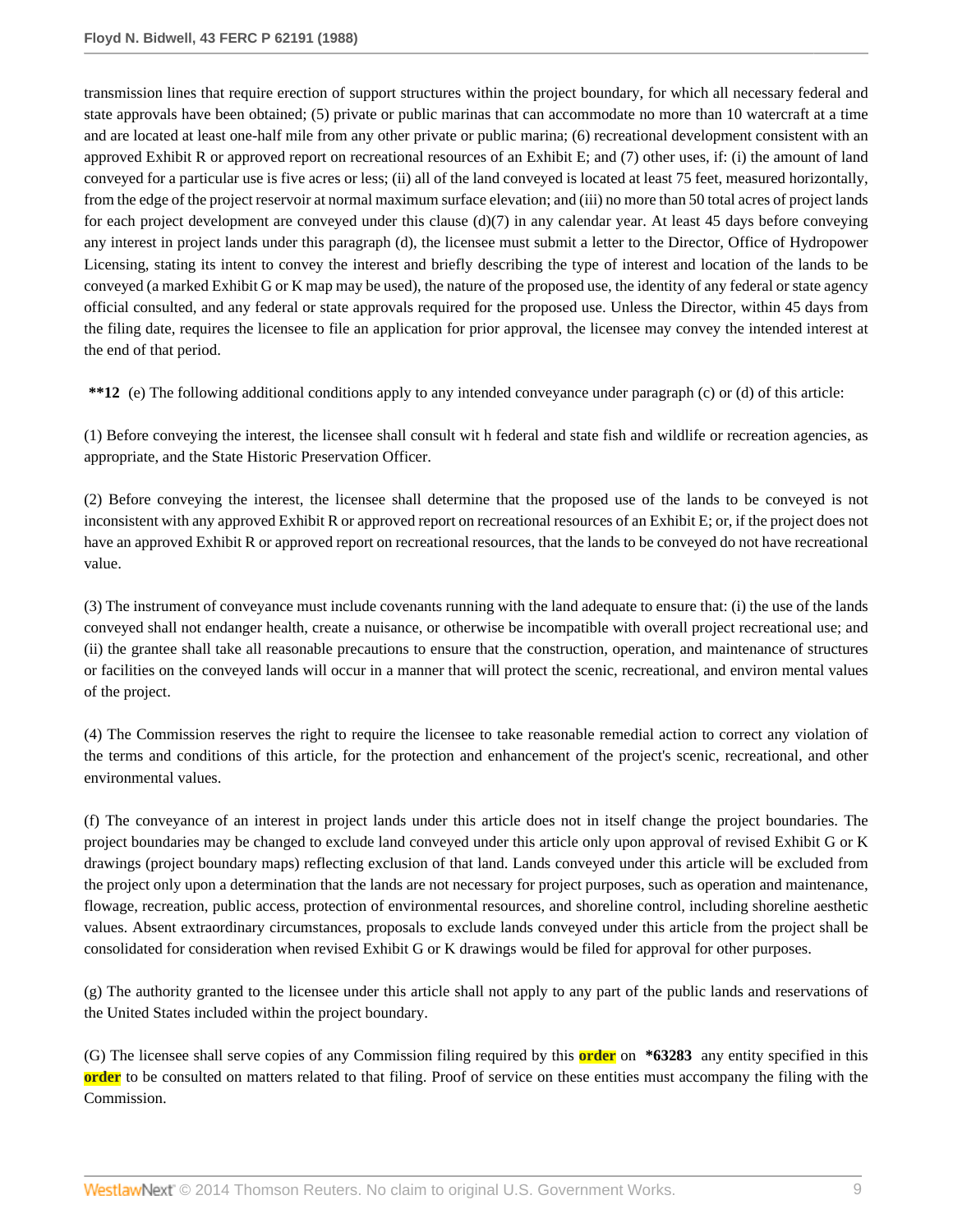transmission lines that require erection of support structures within the project boundary, for which all necessary federal and state approvals have been obtained; (5) private or public marinas that can accommodate no more than 10 watercraft at a time and are located at least one-half mile from any other private or public marina; (6) recreational development consistent with an approved Exhibit R or approved report on recreational resources of an Exhibit E; and (7) other uses, if: (i) the amount of land conveyed for a particular use is five acres or less; (ii) all of the land conveyed is located at least 75 feet, measured horizontally, from the edge of the project reservoir at normal maximum surface elevation; and (iii) no more than 50 total acres of project lands for each project development are conveyed under this clause (d)(7) in any calendar year. At least 45 days before conveying any interest in project lands under this paragraph (d), the licensee must submit a letter to the Director, Office of Hydropower Licensing, stating its intent to convey the interest and briefly describing the type of interest and location of the lands to be conveyed (a marked Exhibit G or K map may be used), the nature of the proposed use, the identity of any federal or state agency official consulted, and any federal or state approvals required for the proposed use. Unless the Director, within 45 days from the filing date, requires the licensee to file an application for prior approval, the licensee may convey the intended interest at the end of that period.

**\*\*12** (e) The following additional conditions apply to any intended conveyance under paragraph (c) or (d) of this article:

(1) Before conveying the interest, the licensee shall consult wit h federal and state fish and wildlife or recreation agencies, as appropriate, and the State Historic Preservation Officer.

(2) Before conveying the interest, the licensee shall determine that the proposed use of the lands to be conveyed is not inconsistent with any approved Exhibit R or approved report on recreational resources of an Exhibit E; or, if the project does not have an approved Exhibit R or approved report on recreational resources, that the lands to be conveyed do not have recreational value.

(3) The instrument of conveyance must include covenants running with the land adequate to ensure that: (i) the use of the lands conveyed shall not endanger health, create a nuisance, or otherwise be incompatible with overall project recreational use; and (ii) the grantee shall take all reasonable precautions to ensure that the construction, operation, and maintenance of structures or facilities on the conveyed lands will occur in a manner that will protect the scenic, recreational, and environ mental values of the project.

(4) The Commission reserves the right to require the licensee to take reasonable remedial action to correct any violation of the terms and conditions of this article, for the protection and enhancement of the project's scenic, recreational, and other environmental values.

(f) The conveyance of an interest in project lands under this article does not in itself change the project boundaries. The project boundaries may be changed to exclude land conveyed under this article only upon approval of revised Exhibit G or K drawings (project boundary maps) reflecting exclusion of that land. Lands conveyed under this article will be excluded from the project only upon a determination that the lands are not necessary for project purposes, such as operation and maintenance, flowage, recreation, public access, protection of environmental resources, and shoreline control, including shoreline aesthetic values. Absent extraordinary circumstances, proposals to exclude lands conveyed under this article from the project shall be consolidated for consideration when revised Exhibit G or K drawings would be filed for approval for other purposes.

(g) The authority granted to the licensee under this article shall not apply to any part of the public lands and reservations of the United States included within the project boundary.

(G) The licensee shall serve copies of any Commission filing required by this **order** on **\*63283** any entity specified in this **order** to be consulted on matters related to that filing. Proof of service on these entities must accompany the filing with the Commission.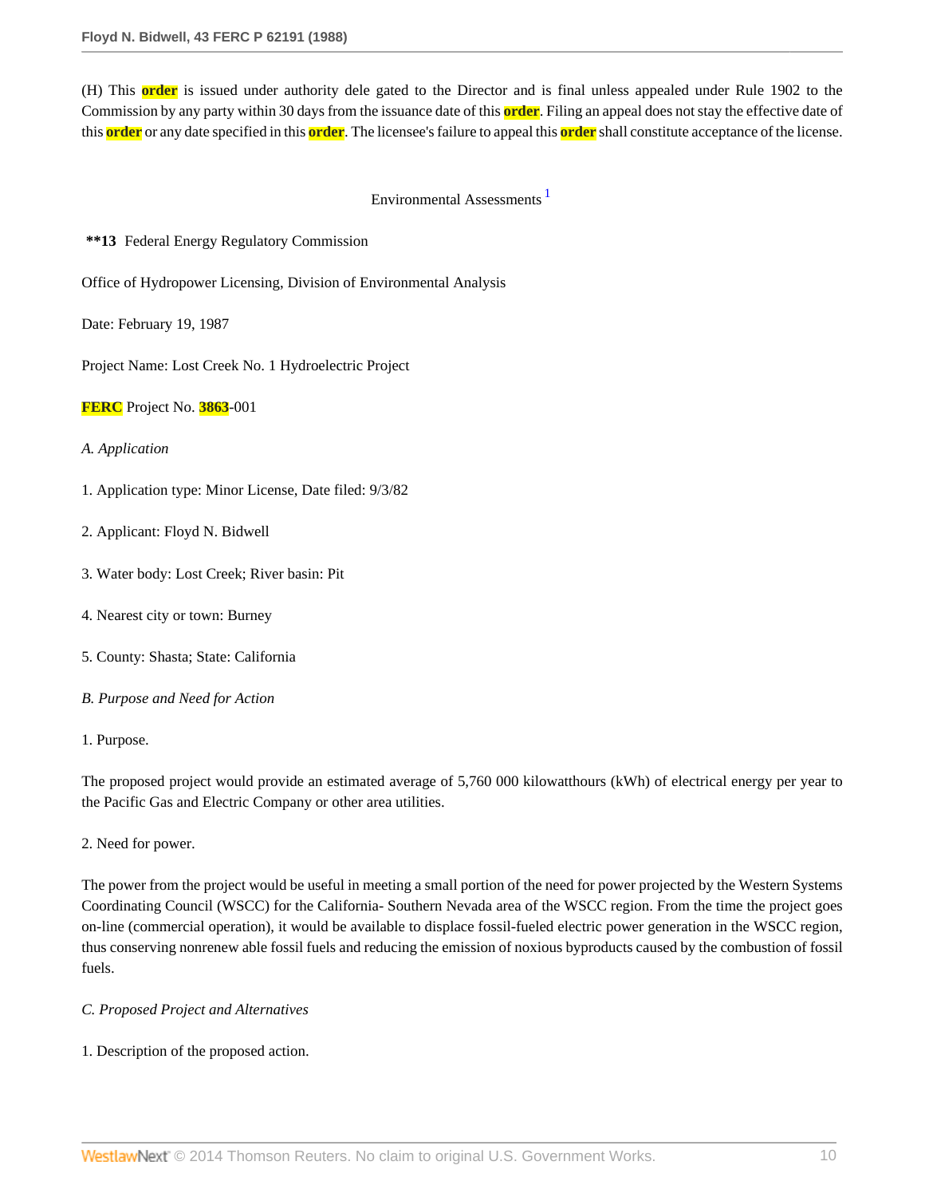(H) This order is issued under authority dele gated to the Director and is final unless appealed under Rule 1902 to the Commission by any party within 30 days from the issuance date of this order. Filing an appeal does not stay the effective date of this order or any date specified in this order. The licensee's failure to appeal this order shall constitute acceptance of the license.

Environmental Assessments [1]

**\*\*13** Federal Energy Regulatory Commission

Office of Hydropower Licensing, Division of Environmental Analysis

Date: February 19, 1987

Project Name: Lost Creek No. 1 Hydroelectric Project

FERC Project No. 3863-001

*A. Application*

1. Application type: Minor License, Date filed: 9/3/82

2. Applicant: Floyd N. Bidwell

3. Water body: Lost Creek; River basin: Pit

4. Nearest city or town: Burney

5. County: Shasta; State: California

*B. Purpose and Need for Action*

1. Purpose.

The proposed project would provide an estimated average of 5,760 000 kilowatthours (kWh) of electrical energy per year to the Pacific Gas and Electric Company or other area utilities.

2. Need for power.

The power from the project would be useful in meeting a small portion of the need for power projected by the Western Systems Coordinating Council (WSCC) for the California- Southern Nevada area of the WSCC region. From the time the project goes on-line (commercial operation), it would be available to displace fossil-fueled electric power generation in the WSCC region, thus conserving nonrenew able fossil fuels and reducing the emission of noxious byproducts caused by the combustion of fossil fuels.

*C. Proposed Project and Alternatives*

1. Description of the proposed action.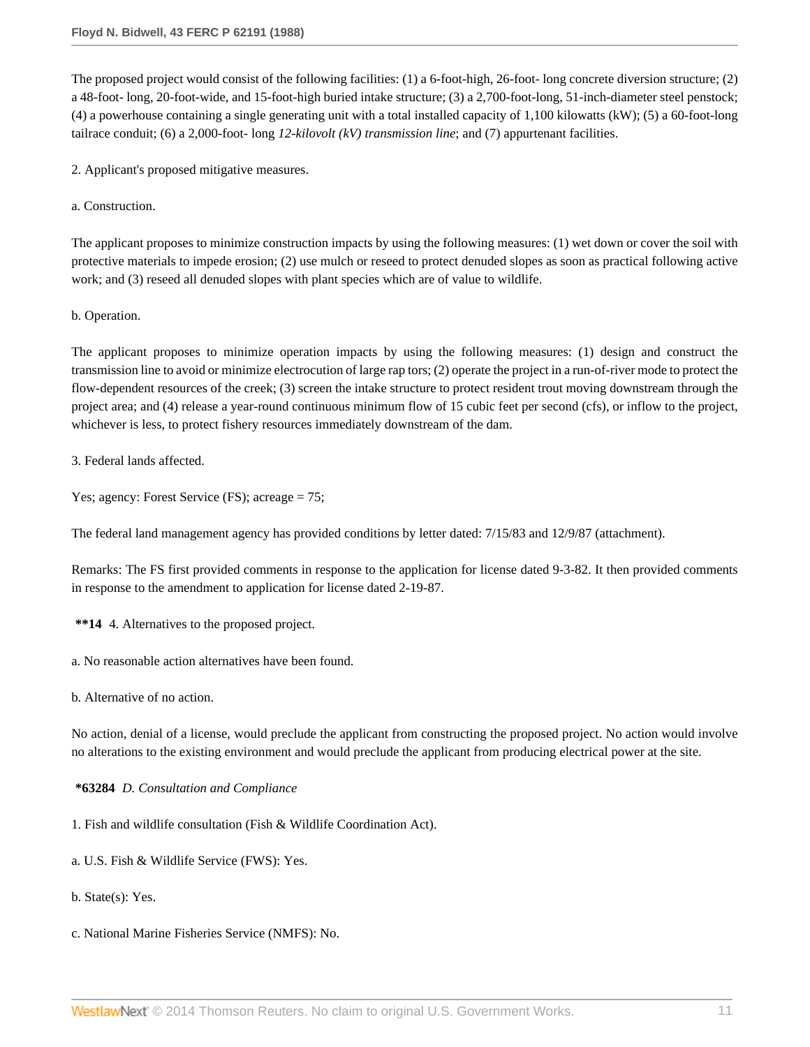The proposed project would consist of the following facilities: (1) a 6-foot-high, 26-foot- long concrete diversion structure; (2) a 48-foot- long, 20-foot-wide, and 15-foot-high buried intake structure; (3) a 2,700-foot-long, 51-inch-diameter steel penstock; (4) a powerhouse containing a single generating unit with a total installed capacity of 1,100 kilowatts (kW); (5) a 60-foot-long tailrace conduit; (6) a 2,000-foot- long *12-kilovolt (kV) transmission line*; and (7) appurtenant facilities.

2. Applicant's proposed mitigative measures.

a. Construction.

The applicant proposes to minimize construction impacts by using the following measures: (1) wet down or cover the soil with protective materials to impede erosion; (2) use mulch or reseed to protect denuded slopes as soon as practical following active work; and (3) reseed all denuded slopes with plant species which are of value to wildlife.

b. Operation.

The applicant proposes to minimize operation impacts by using the following measures: (1) design and construct the transmission line to avoid or minimize electrocution of large rap tors; (2) operate the project in a run-of-river mode to protect the flow-dependent resources of the creek; (3) screen the intake structure to protect resident trout moving downstream through the project area; and (4) release a year-round continuous minimum flow of 15 cubic feet per second (cfs), or inflow to the project, whichever is less, to protect fishery resources immediately downstream of the dam.

3. Federal lands affected.

Yes; agency: Forest Service (FS); acreage = 75;

The federal land management agency has provided conditions by letter dated: 7/15/83 and 12/9/87 (attachment).

Remarks: The FS first provided comments in response to the application for license dated 9-3-82. It then provided comments in response to the amendment to application for license dated 2-19-87.

**\*\*14** 4. Alternatives to the proposed project.

a. No reasonable action alternatives have been found.

b. Alternative of no action.

No action, denial of a license, would preclude the applicant from constructing the proposed project. No action would involve no alterations to the existing environment and would preclude the applicant from producing electrical power at the site.

**\*63284** *D. Consultation and Compliance*

1. Fish and wildlife consultation (Fish & Wildlife Coordination Act).

a. U.S. Fish & Wildlife Service (FWS): Yes.

b. State(s): Yes.

c. National Marine Fisheries Service (NMFS): No.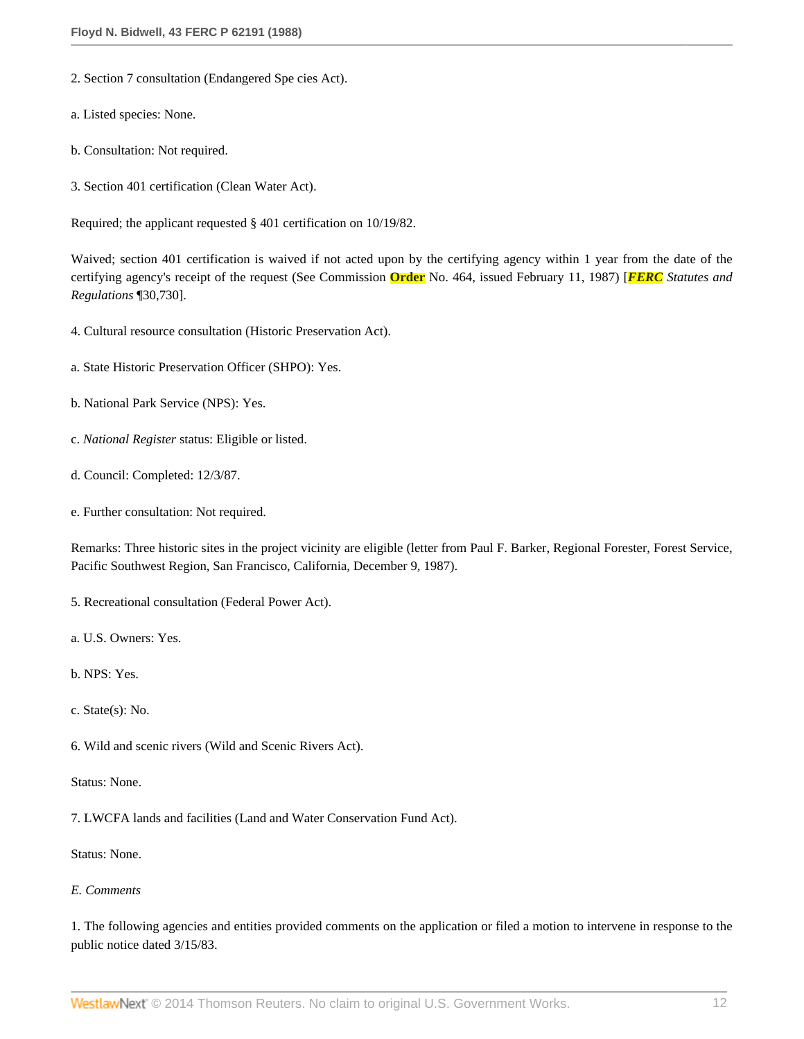2. Section 7 consultation (Endangered Spe cies Act).

a. Listed species: None.

b. Consultation: Not required.

3. Section 401 certification (Clean Water Act).

Required; the applicant requested § 401 certification on 10/19/82.

Waived; section 401 certification is waived if not acted upon by the certifying agency within 1 year from the date of the certifying agency's receipt of the request (See Commission **Order** No. 464, issued February 11, 1987) [***FERC*** *Statutes and Regulations* ¶30,730].

4. Cultural resource consultation (Historic Preservation Act).

a. State Historic Preservation Officer (SHPO): Yes.

b. National Park Service (NPS): Yes.

c. *National Register* status: Eligible or listed.

d. Council: Completed: 12/3/87.

e. Further consultation: Not required.

Remarks: Three historic sites in the project vicinity are eligible (letter from Paul F. Barker, Regional Forester, Forest Service, Pacific Southwest Region, San Francisco, California, December 9, 1987).

5. Recreational consultation (Federal Power Act).

a. U.S. Owners: Yes.

b. NPS: Yes.

c. State(s): No.

6. Wild and scenic rivers (Wild and Scenic Rivers Act).

Status: None.

7. LWCFA lands and facilities (Land and Water Conservation Fund Act).

Status: None.

*E. Comments*

1. The following agencies and entities provided comments on the application or filed a motion to intervene in response to the public notice dated 3/15/83.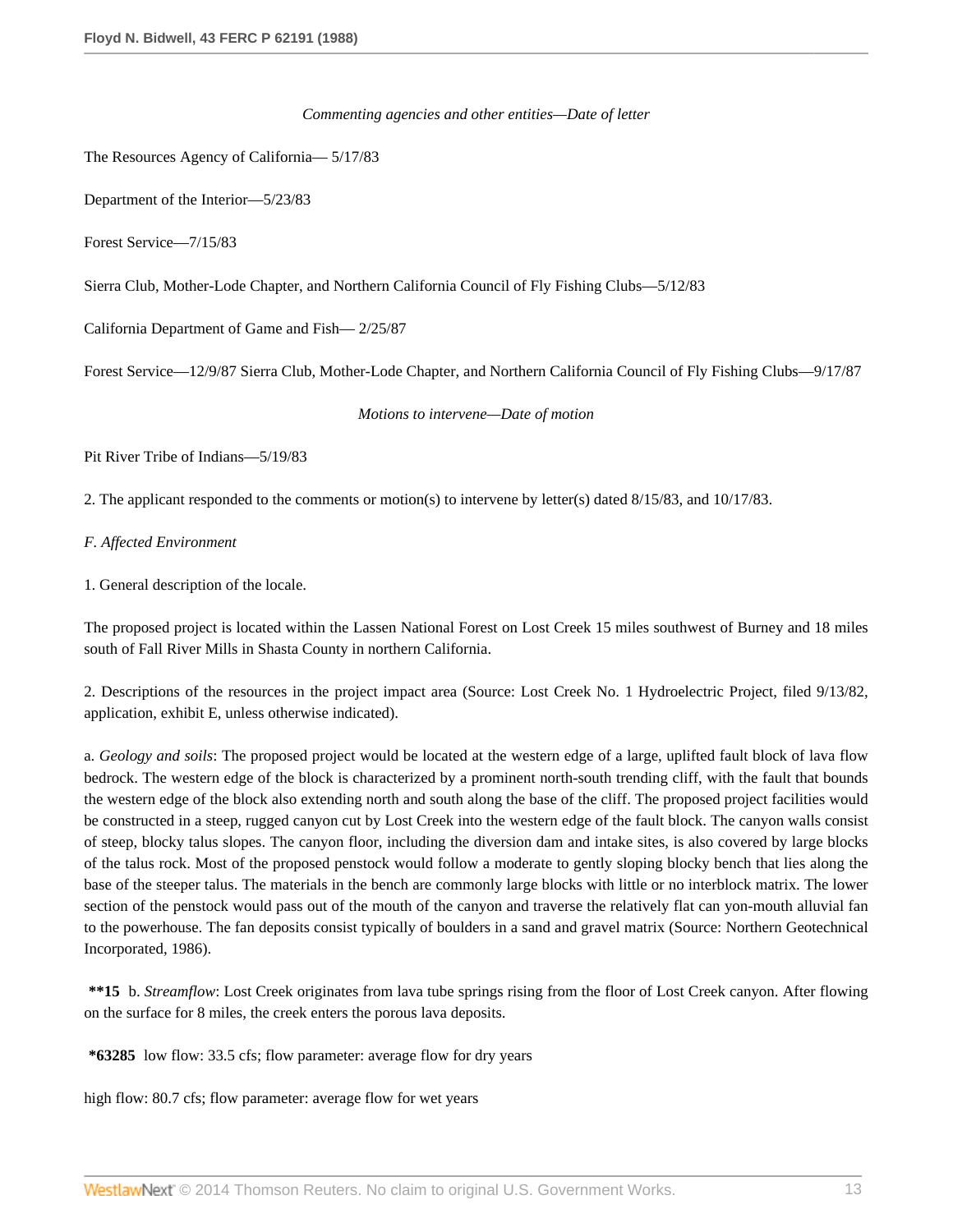*Commenting agencies and other entities—Date of letter*

The Resources Agency of California— 5/17/83

Department of the Interior—5/23/83

Forest Service—7/15/83

Sierra Club, Mother-Lode Chapter, and Northern California Council of Fly Fishing Clubs—5/12/83

California Department of Game and Fish— 2/25/87

Forest Service—12/9/87 Sierra Club, Mother-Lode Chapter, and Northern California Council of Fly Fishing Clubs—9/17/87

*Motions to intervene—Date of motion*

Pit River Tribe of Indians—5/19/83

2. The applicant responded to the comments or motion(s) to intervene by letter(s) dated 8/15/83, and 10/17/83.

*F. Affected Environment*

1. General description of the locale.

The proposed project is located within the Lassen National Forest on Lost Creek 15 miles southwest of Burney and 18 miles south of Fall River Mills in Shasta County in northern California.

2. Descriptions of the resources in the project impact area (Source: Lost Creek No. 1 Hydroelectric Project, filed 9/13/82, application, exhibit E, unless otherwise indicated).

a. *Geology and soils*: The proposed project would be located at the western edge of a large, uplifted fault block of lava flow bedrock. The western edge of the block is characterized by a prominent north-south trending cliff, with the fault that bounds the western edge of the block also extending north and south along the base of the cliff. The proposed project facilities would be constructed in a steep, rugged canyon cut by Lost Creek into the western edge of the fault block. The canyon walls consist of steep, blocky talus slopes. The canyon floor, including the diversion dam and intake sites, is also covered by large blocks of the talus rock. Most of the proposed penstock would follow a moderate to gently sloping blocky bench that lies along the base of the steeper talus. The materials in the bench are commonly large blocks with little or no interblock matrix. The lower section of the penstock would pass out of the mouth of the canyon and traverse the relatively flat can yon-mouth alluvial fan to the powerhouse. The fan deposits consist typically of boulders in a sand and gravel matrix (Source: Northern Geotechnical Incorporated, 1986).

**\*\*15** b. *Streamflow*: Lost Creek originates from lava tube springs rising from the floor of Lost Creek canyon. After flowing on the surface for 8 miles, the creek enters the porous lava deposits.

**\*63285** low flow: 33.5 cfs; flow parameter: average flow for dry years

high flow: 80.7 cfs; flow parameter: average flow for wet years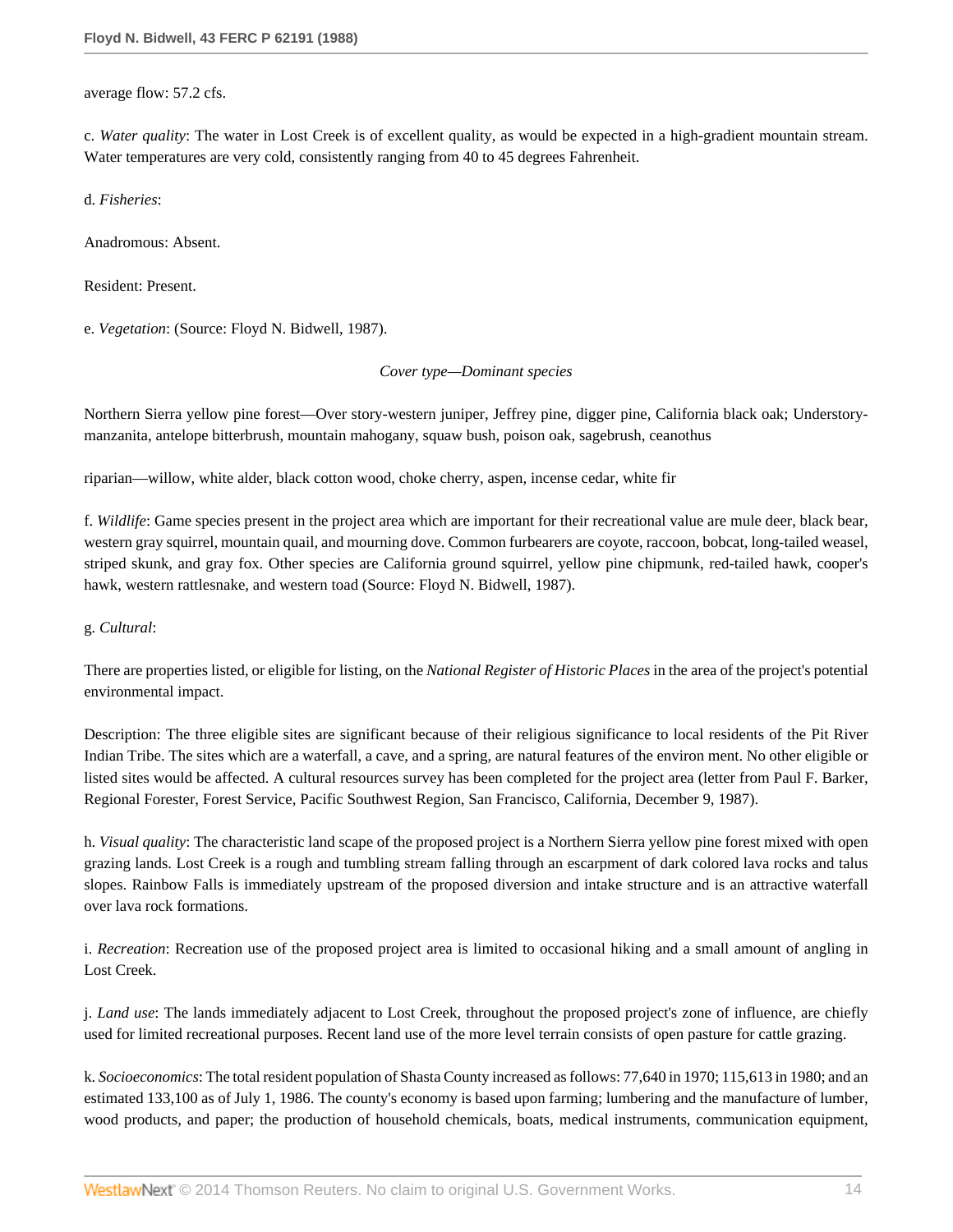average flow: 57.2 cfs.

c. *Water quality*: The water in Lost Creek is of excellent quality, as would be expected in a high-gradient mountain stream. Water temperatures are very cold, consistently ranging from 40 to 45 degrees Fahrenheit.

d. *Fisheries*:

Anadromous: Absent.

Resident: Present.

e. *Vegetation*: (Source: Floyd N. Bidwell, 1987).

*Cover type—Dominant species*

Northern Sierra yellow pine forest—Over story-western juniper, Jeffrey pine, digger pine, California black oak; Understory-manzanita, antelope bitterbrush, mountain mahogany, squaw bush, poison oak, sagebrush, ceanothus

riparian—willow, white alder, black cotton wood, choke cherry, aspen, incense cedar, white fir

f. *Wildlife*: Game species present in the project area which are important for their recreational value are mule deer, black bear, western gray squirrel, mountain quail, and mourning dove. Common furbearers are coyote, raccoon, bobcat, long-tailed weasel, striped skunk, and gray fox. Other species are California ground squirrel, yellow pine chipmunk, red-tailed hawk, cooper's hawk, western rattlesnake, and western toad (Source: Floyd N. Bidwell, 1987).

g. *Cultural*:

There are properties listed, or eligible for listing, on the *National Register of Historic Places* in the area of the project's potential environmental impact.

Description: The three eligible sites are significant because of their religious significance to local residents of the Pit River Indian Tribe. The sites which are a waterfall, a cave, and a spring, are natural features of the environ ment. No other eligible or listed sites would be affected. A cultural resources survey has been completed for the project area (letter from Paul F. Barker, Regional Forester, Forest Service, Pacific Southwest Region, San Francisco, California, December 9, 1987).

h. *Visual quality*: The characteristic land scape of the proposed project is a Northern Sierra yellow pine forest mixed with open grazing lands. Lost Creek is a rough and tumbling stream falling through an escarpment of dark colored lava rocks and talus slopes. Rainbow Falls is immediately upstream of the proposed diversion and intake structure and is an attractive waterfall over lava rock formations.

i. *Recreation*: Recreation use of the proposed project area is limited to occasional hiking and a small amount of angling in Lost Creek.

j. *Land use*: The lands immediately adjacent to Lost Creek, throughout the proposed project's zone of influence, are chiefly used for limited recreational purposes. Recent land use of the more level terrain consists of open pasture for cattle grazing.

k. *Socioeconomics*: The total resident population of Shasta County increased as follows: 77,640 in 1970; 115,613 in 1980; and an estimated 133,100 as of July 1, 1986. The county's economy is based upon farming; lumbering and the manufacture of lumber, wood products, and paper; the production of household chemicals, boats, medical instruments, communication equipment,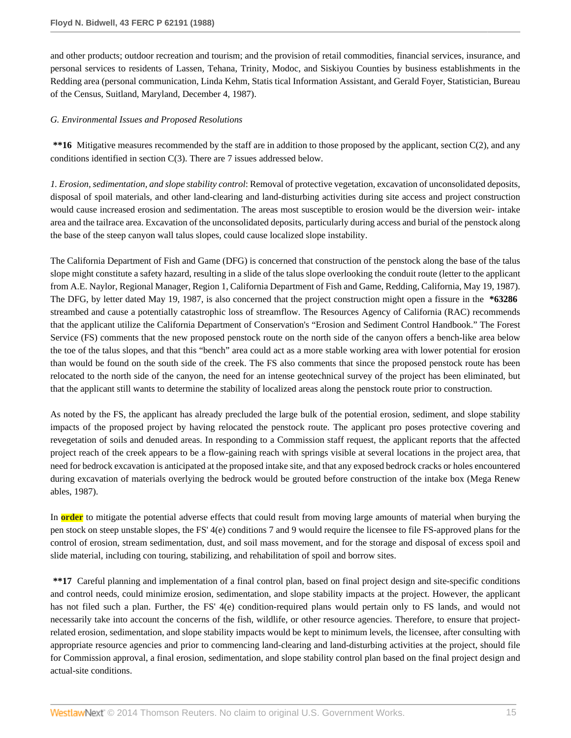and other products; outdoor recreation and tourism; and the provision of retail commodities, financial services, insurance, and personal services to residents of Lassen, Tehana, Trinity, Modoc, and Siskiyou Counties by business establishments in the Redding area (personal communication, Linda Kehm, Statis tical Information Assistant, and Gerald Foyer, Statistician, Bureau of the Census, Suitland, Maryland, December 4, 1987).

*G. Environmental Issues and Proposed Resolutions*

**\*\*16** Mitigative measures recommended by the staff are in addition to those proposed by the applicant, section C(2), and any conditions identified in section C(3). There are 7 issues addressed below.

*1. Erosion, sedimentation, and slope stability control*: Removal of protective vegetation, excavation of unconsolidated deposits, disposal of spoil materials, and other land-clearing and land-disturbing activities during site access and project construction would cause increased erosion and sedimentation. The areas most susceptible to erosion would be the diversion weir- intake area and the tailrace area. Excavation of the unconsolidated deposits, particularly during access and burial of the penstock along the base of the steep canyon wall talus slopes, could cause localized slope instability.

The California Department of Fish and Game (DFG) is concerned that construction of the penstock along the base of the talus slope might constitute a safety hazard, resulting in a slide of the talus slope overlooking the conduit route (letter to the applicant from A.E. Naylor, Regional Manager, Region 1, California Department of Fish and Game, Redding, California, May 19, 1987). The DFG, by letter dated May 19, 1987, is also concerned that the project construction might open a fissure in the **\*63286** streambed and cause a potentially catastrophic loss of streamflow. The Resources Agency of California (RAC) recommends that the applicant utilize the California Department of Conservation's "Erosion and Sediment Control Handbook." The Forest Service (FS) comments that the new proposed penstock route on the north side of the canyon offers a bench-like area below the toe of the talus slopes, and that this "bench" area could act as a more stable working area with lower potential for erosion than would be found on the south side of the creek. The FS also comments that since the proposed penstock route has been relocated to the north side of the canyon, the need for an intense geotechnical survey of the project has been eliminated, but that the applicant still wants to determine the stability of localized areas along the penstock route prior to construction.

As noted by the FS, the applicant has already precluded the large bulk of the potential erosion, sediment, and slope stability impacts of the proposed project by having relocated the penstock route. The applicant pro poses protective covering and revegetation of soils and denuded areas. In responding to a Commission staff request, the applicant reports that the affected project reach of the creek appears to be a flow-gaining reach with springs visible at several locations in the project area, that need for bedrock excavation is anticipated at the proposed intake site, and that any exposed bedrock cracks or holes encountered during excavation of materials overlying the bedrock would be grouted before construction of the intake box (Mega Renew ables, 1987).

In **order** to mitigate the potential adverse effects that could result from moving large amounts of material when burying the pen stock on steep unstable slopes, the FS' 4(e) conditions 7 and 9 would require the licensee to file FS-approved plans for the control of erosion, stream sedimentation, dust, and soil mass movement, and for the storage and disposal of excess spoil and slide material, including con touring, stabilizing, and rehabilitation of spoil and borrow sites.

**\*\*17** Careful planning and implementation of a final control plan, based on final project design and site-specific conditions and control needs, could minimize erosion, sedimentation, and slope stability impacts at the project. However, the applicant has not filed such a plan. Further, the FS' 4(e) condition-required plans would pertain only to FS lands, and would not necessarily take into account the concerns of the fish, wildlife, or other resource agencies. Therefore, to ensure that project-related erosion, sedimentation, and slope stability impacts would be kept to minimum levels, the licensee, after consulting with appropriate resource agencies and prior to commencing land-clearing and land-disturbing activities at the project, should file for Commission approval, a final erosion, sedimentation, and slope stability control plan based on the final project design and actual-site conditions.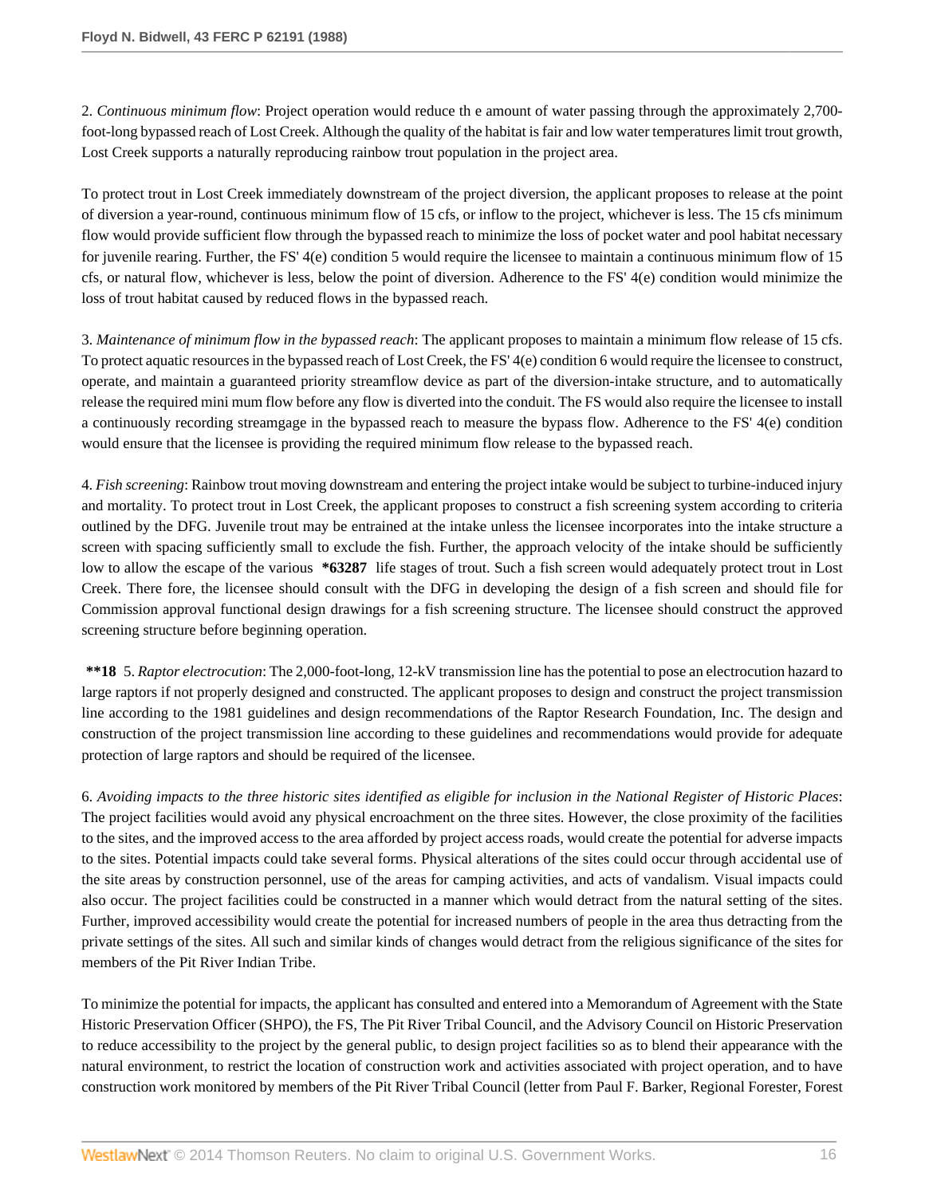2. *Continuous minimum flow*: Project operation would reduce th e amount of water passing through the approximately 2,700-foot-long bypassed reach of Lost Creek. Although the quality of the habitat is fair and low water temperatures limit trout growth, Lost Creek supports a naturally reproducing rainbow trout population in the project area.

To protect trout in Lost Creek immediately downstream of the project diversion, the applicant proposes to release at the point of diversion a year-round, continuous minimum flow of 15 cfs, or inflow to the project, whichever is less. The 15 cfs minimum flow would provide sufficient flow through the bypassed reach to minimize the loss of pocket water and pool habitat necessary for juvenile rearing. Further, the FS' 4(e) condition 5 would require the licensee to maintain a continuous minimum flow of 15 cfs, or natural flow, whichever is less, below the point of diversion. Adherence to the FS' 4(e) condition would minimize the loss of trout habitat caused by reduced flows in the bypassed reach.

3. *Maintenance of minimum flow in the bypassed reach*: The applicant proposes to maintain a minimum flow release of 15 cfs. To protect aquatic resources in the bypassed reach of Lost Creek, the FS' 4(e) condition 6 would require the licensee to construct, operate, and maintain a guaranteed priority streamflow device as part of the diversion-intake structure, and to automatically release the required mini mum flow before any flow is diverted into the conduit. The FS would also require the licensee to install a continuously recording streamgage in the bypassed reach to measure the bypass flow. Adherence to the FS' 4(e) condition would ensure that the licensee is providing the required minimum flow release to the bypassed reach.

4. *Fish screening*: Rainbow trout moving downstream and entering the project intake would be subject to turbine-induced injury and mortality. To protect trout in Lost Creek, the applicant proposes to construct a fish screening system according to criteria outlined by the DFG. Juvenile trout may be entrained at the intake unless the licensee incorporates into the intake structure a screen with spacing sufficiently small to exclude the fish. Further, the approach velocity of the intake should be sufficiently low to allow the escape of the various **\*63287** life stages of trout. Such a fish screen would adequately protect trout in Lost Creek. There fore, the licensee should consult with the DFG in developing the design of a fish screen and should file for Commission approval functional design drawings for a fish screening structure. The licensee should construct the approved screening structure before beginning operation.

**\*\*18** 5. *Raptor electrocution*: The 2,000-foot-long, 12-kV transmission line has the potential to pose an electrocution hazard to large raptors if not properly designed and constructed. The applicant proposes to design and construct the project transmission line according to the 1981 guidelines and design recommendations of the Raptor Research Foundation, Inc. The design and construction of the project transmission line according to these guidelines and recommendations would provide for adequate protection of large raptors and should be required of the licensee.

6. *Avoiding impacts to the three historic sites identified as eligible for inclusion in the National Register of Historic Places*: The project facilities would avoid any physical encroachment on the three sites. However, the close proximity of the facilities to the sites, and the improved access to the area afforded by project access roads, would create the potential for adverse impacts to the sites. Potential impacts could take several forms. Physical alterations of the sites could occur through accidental use of the site areas by construction personnel, use of the areas for camping activities, and acts of vandalism. Visual impacts could also occur. The project facilities could be constructed in a manner which would detract from the natural setting of the sites. Further, improved accessibility would create the potential for increased numbers of people in the area thus detracting from the private settings of the sites. All such and similar kinds of changes would detract from the religious significance of the sites for members of the Pit River Indian Tribe.

To minimize the potential for impacts, the applicant has consulted and entered into a Memorandum of Agreement with the State Historic Preservation Officer (SHPO), the FS, The Pit River Tribal Council, and the Advisory Council on Historic Preservation to reduce accessibility to the project by the general public, to design project facilities so as to blend their appearance with the natural environment, to restrict the location of construction work and activities associated with project operation, and to have construction work monitored by members of the Pit River Tribal Council (letter from Paul F. Barker, Regional Forester, Forest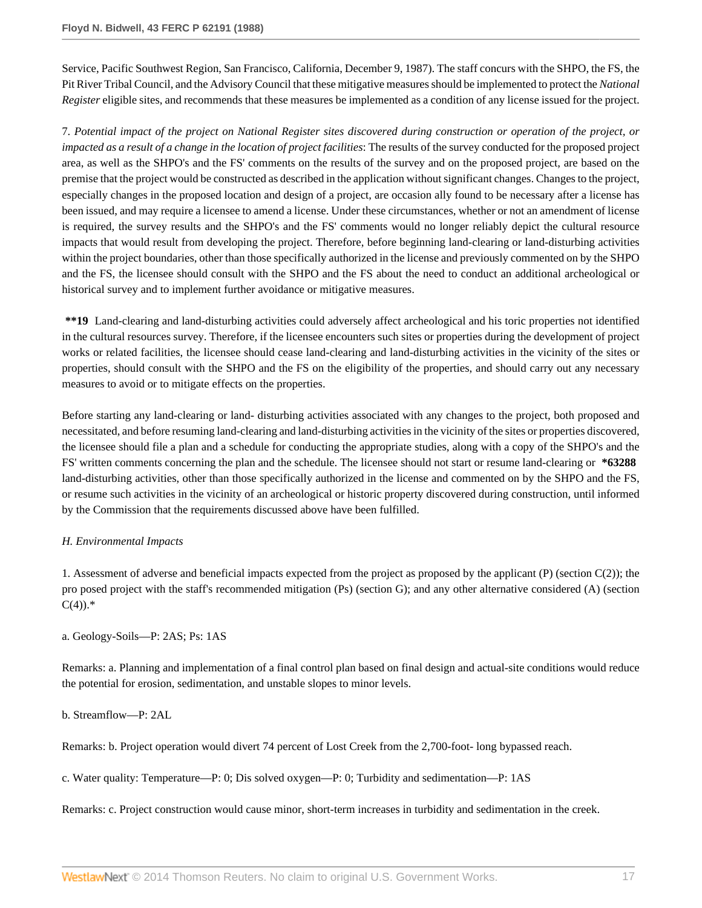Service, Pacific Southwest Region, San Francisco, California, December 9, 1987). The staff concurs with the SHPO, the FS, the Pit River Tribal Council, and the Advisory Council that these mitigative measures should be implemented to protect the *National Register* eligible sites, and recommends that these measures be implemented as a condition of any license issued for the project.

7. *Potential impact of the project on National Register sites discovered during construction or operation of the project, or impacted as a result of a change in the location of project facilities*: The results of the survey conducted for the proposed project area, as well as the SHPO's and the FS' comments on the results of the survey and on the proposed project, are based on the premise that the project would be constructed as described in the application without significant changes. Changes to the project, especially changes in the proposed location and design of a project, are occasion ally found to be necessary after a license has been issued, and may require a licensee to amend a license. Under these circumstances, whether or not an amendment of license is required, the survey results and the SHPO's and the FS' comments would no longer reliably depict the cultural resource impacts that would result from developing the project. Therefore, before beginning land-clearing or land-disturbing activities within the project boundaries, other than those specifically authorized in the license and previously commented on by the SHPO and the FS, the licensee should consult with the SHPO and the FS about the need to conduct an additional archeological or historical survey and to implement further avoidance or mitigative measures.

**\*\*19** Land-clearing and land-disturbing activities could adversely affect archeological and his toric properties not identified in the cultural resources survey. Therefore, if the licensee encounters such sites or properties during the development of project works or related facilities, the licensee should cease land-clearing and land-disturbing activities in the vicinity of the sites or properties, should consult with the SHPO and the FS on the eligibility of the properties, and should carry out any necessary measures to avoid or to mitigate effects on the properties.

Before starting any land-clearing or land- disturbing activities associated with any changes to the project, both proposed and necessitated, and before resuming land-clearing and land-disturbing activities in the vicinity of the sites or properties discovered, the licensee should file a plan and a schedule for conducting the appropriate studies, along with a copy of the SHPO's and the FS' written comments concerning the plan and the schedule. The licensee should not start or resume land-clearing or **\*63288** land-disturbing activities, other than those specifically authorized in the license and commented on by the SHPO and the FS, or resume such activities in the vicinity of an archeological or historic property discovered during construction, until informed by the Commission that the requirements discussed above have been fulfilled.

*H. Environmental Impacts*

1. Assessment of adverse and beneficial impacts expected from the project as proposed by the applicant (P) (section C(2)); the pro posed project with the staff's recommended mitigation (Ps) (section G); and any other alternative considered (A) (section C(4)).*

a. Geology-Soils—P: 2AS; Ps: 1AS

Remarks: a. Planning and implementation of a final control plan based on final design and actual-site conditions would reduce the potential for erosion, sedimentation, and unstable slopes to minor levels.

b. Streamflow—P: 2AL

Remarks: b. Project operation would divert 74 percent of Lost Creek from the 2,700-foot- long bypassed reach.

c. Water quality: Temperature—P: 0; Dis solved oxygen—P: 0; Turbidity and sedimentation—P: 1AS

Remarks: c. Project construction would cause minor, short-term increases in turbidity and sedimentation in the creek.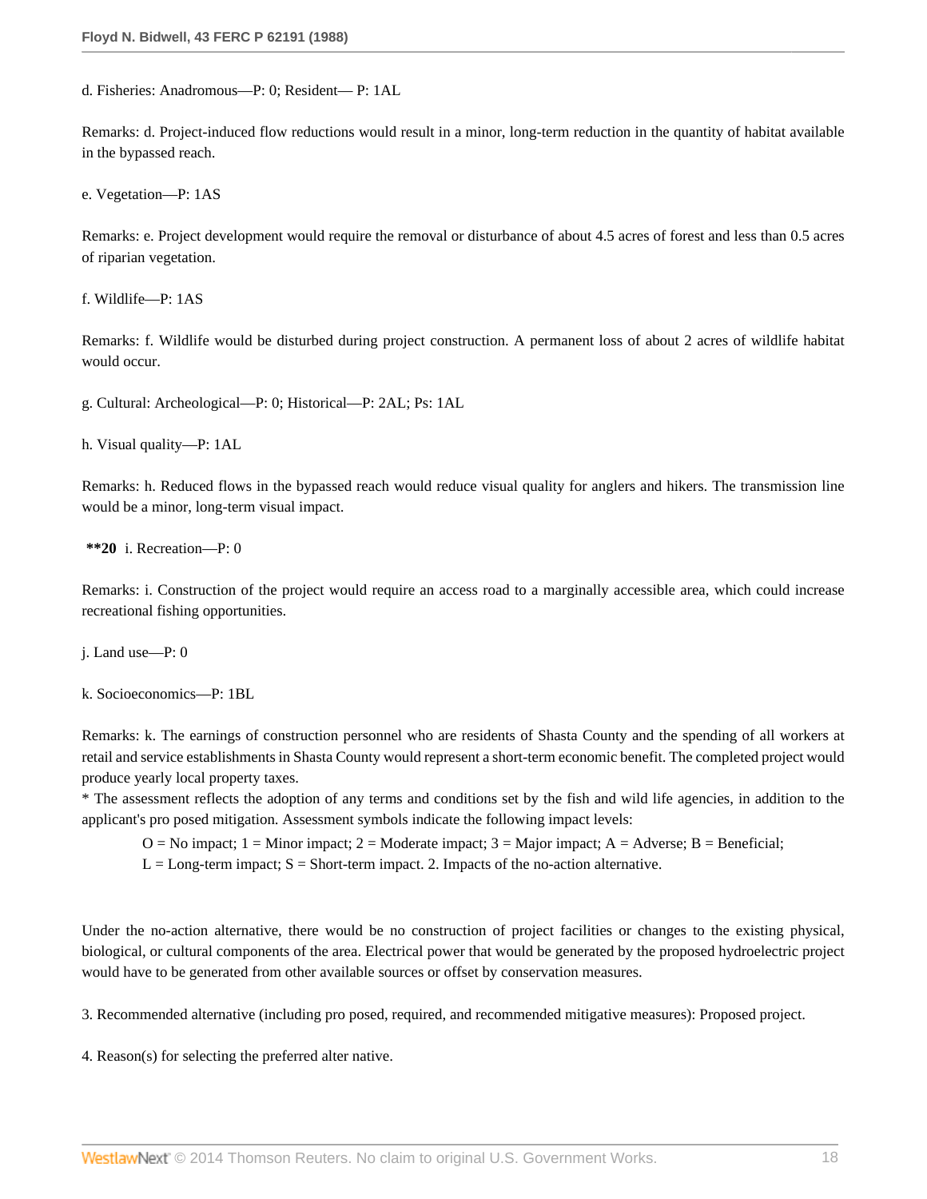d. Fisheries: Anadromous—P: 0; Resident— P: 1AL

Remarks: d. Project-induced flow reductions would result in a minor, long-term reduction in the quantity of habitat available in the bypassed reach.

e. Vegetation—P: 1AS

Remarks: e. Project development would require the removal or disturbance of about 4.5 acres of forest and less than 0.5 acres of riparian vegetation.

f. Wildlife—P: 1AS

Remarks: f. Wildlife would be disturbed during project construction. A permanent loss of about 2 acres of wildlife habitat would occur.

g. Cultural: Archeological—P: 0; Historical—P: 2AL; Ps: 1AL

h. Visual quality—P: 1AL

Remarks: h. Reduced flows in the bypassed reach would reduce visual quality for anglers and hikers. The transmission line would be a minor, long-term visual impact.

**\*\*20** i. Recreation—P: 0

Remarks: i. Construction of the project would require an access road to a marginally accessible area, which could increase recreational fishing opportunities.

j. Land use—P: 0

k. Socioeconomics—P: 1BL

Remarks: k. The earnings of construction personnel who are residents of Shasta County and the spending of all workers at retail and service establishments in Shasta County would represent a short-term economic benefit. The completed project would produce yearly local property taxes.

\* The assessment reflects the adoption of any terms and conditions set by the fish and wild life agencies, in addition to the applicant's pro posed mitigation. Assessment symbols indicate the following impact levels:

O = No impact; 1 = Minor impact; 2 = Moderate impact; 3 = Major impact; A = Adverse; B = Beneficial; L = Long-term impact; S = Short-term impact. 2. Impacts of the no-action alternative.

Under the no-action alternative, there would be no construction of project facilities or changes to the existing physical, biological, or cultural components of the area. Electrical power that would be generated by the proposed hydroelectric project would have to be generated from other available sources or offset by conservation measures.

3. Recommended alternative (including pro posed, required, and recommended mitigative measures): Proposed project.

4. Reason(s) for selecting the preferred alter native.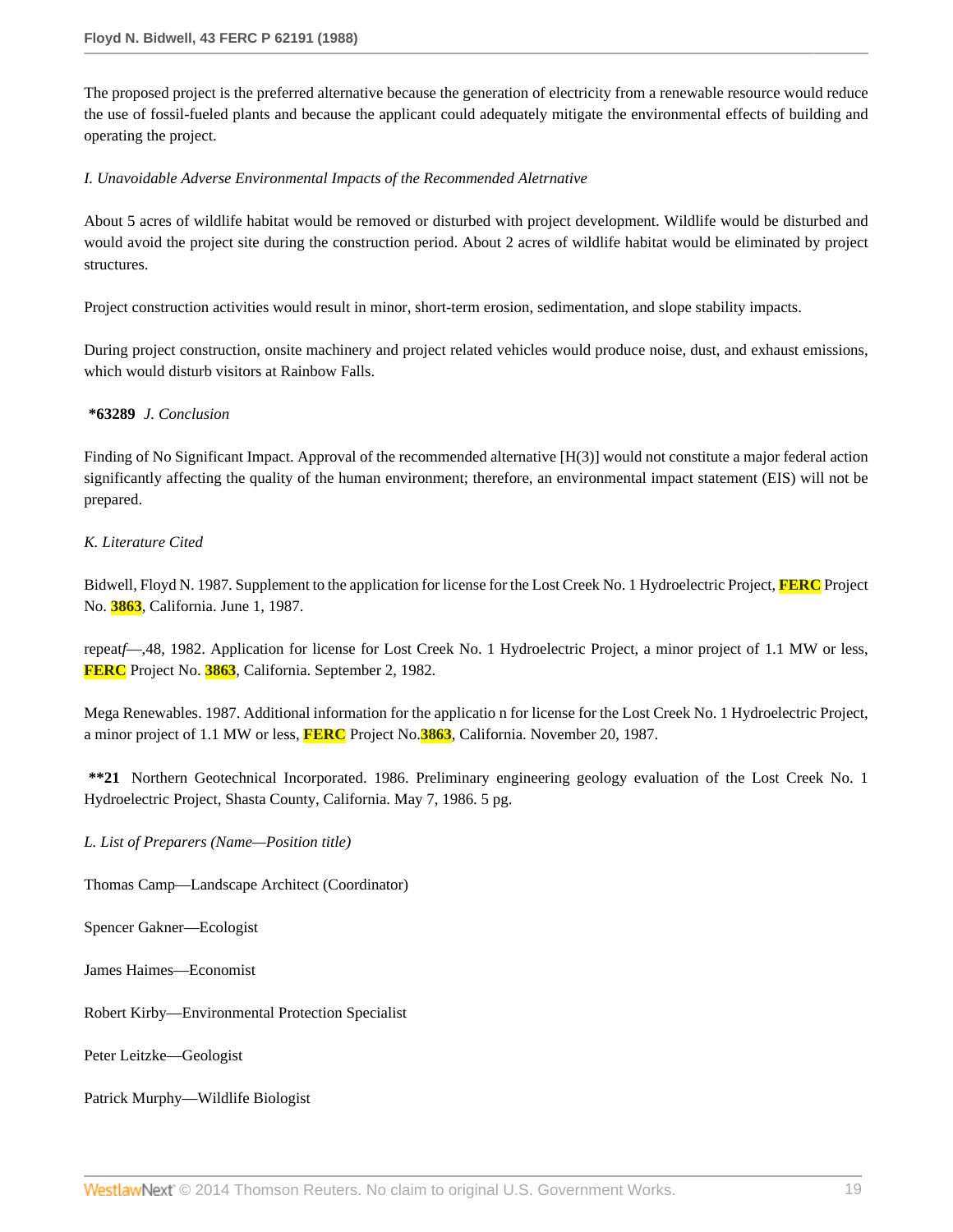The proposed project is the preferred alternative because the generation of electricity from a renewable resource would reduce the use of fossil-fueled plants and because the applicant could adequately mitigate the environmental effects of building and operating the project.

*I. Unavoidable Adverse Environmental Impacts of the Recommended Aletrnative*

About 5 acres of wildlife habitat would be removed or disturbed with project development. Wildlife would be disturbed and would avoid the project site during the construction period. About 2 acres of wildlife habitat would be eliminated by project structures.

Project construction activities would result in minor, short-term erosion, sedimentation, and slope stability impacts.

During project construction, onsite machinery and project related vehicles would produce noise, dust, and exhaust emissions, which would disturb visitors at Rainbow Falls.

**\*63289** *J. Conclusion*

Finding of No Significant Impact. Approval of the recommended alternative [H(3)] would not constitute a major federal action significantly affecting the quality of the human environment; therefore, an environmental impact statement (EIS) will not be prepared.

*K. Literature Cited*

Bidwell, Floyd N. 1987. Supplement to the application for license for the Lost Creek No. 1 Hydroelectric Project, **FERC** Project No. **3863**, California. June 1, 1987.

repeat*f*—,48, 1982. Application for license for Lost Creek No. 1 Hydroelectric Project, a minor project of 1.1 MW or less, **FERC** Project No. **3863**, California. September 2, 1982.

Mega Renewables. 1987. Additional information for the applicatio n for license for the Lost Creek No. 1 Hydroelectric Project, a minor project of 1.1 MW or less, **FERC** Project No.**3863**, California. November 20, 1987.

**\*\*21** Northern Geotechnical Incorporated. 1986. Preliminary engineering geology evaluation of the Lost Creek No. 1 Hydroelectric Project, Shasta County, California. May 7, 1986. 5 pg.

*L. List of Preparers (Name—Position title)*

Thomas Camp—Landscape Architect (Coordinator)

Spencer Gakner—Ecologist

James Haimes—Economist

Robert Kirby—Environmental Protection Specialist

Peter Leitzke—Geologist

Patrick Murphy—Wildlife Biologist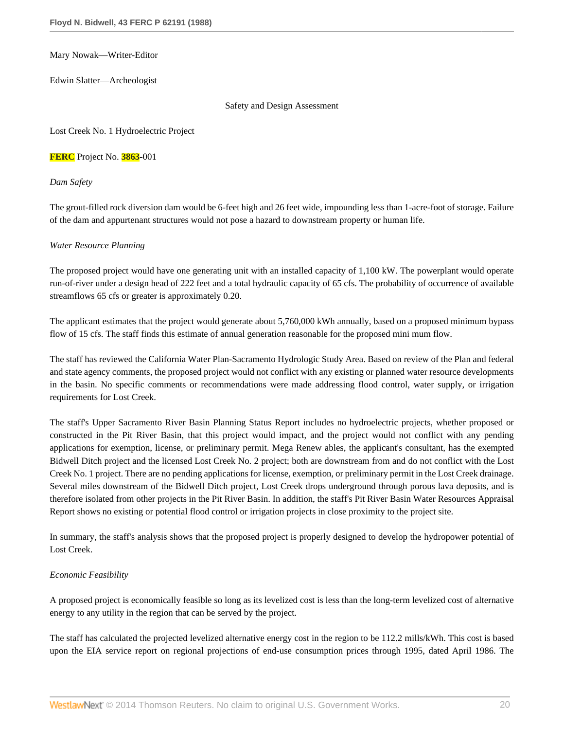Mary Nowak—Writer-Editor

Edwin Slatter—Archeologist

Safety and Design Assessment

Lost Creek No. 1 Hydroelectric Project

**FERC** Project No. **3863**-001

*Dam Safety*

The grout-filled rock diversion dam would be 6-feet high and 26 feet wide, impounding less than 1-acre-foot of storage. Failure of the dam and appurtenant structures would not pose a hazard to downstream property or human life.

*Water Resource Planning*

The proposed project would have one generating unit with an installed capacity of 1,100 kW. The powerplant would operate run-of-river under a design head of 222 feet and a total hydraulic capacity of 65 cfs. The probability of occurrence of available streamflows 65 cfs or greater is approximately 0.20.

The applicant estimates that the project would generate about 5,760,000 kWh annually, based on a proposed minimum bypass flow of 15 cfs. The staff finds this estimate of annual generation reasonable for the proposed mini mum flow.

The staff has reviewed the California Water Plan-Sacramento Hydrologic Study Area. Based on review of the Plan and federal and state agency comments, the proposed project would not conflict with any existing or planned water resource developments in the basin. No specific comments or recommendations were made addressing flood control, water supply, or irrigation requirements for Lost Creek.

The staff's Upper Sacramento River Basin Planning Status Report includes no hydroelectric projects, whether proposed or constructed in the Pit River Basin, that this project would impact, and the project would not conflict with any pending applications for exemption, license, or preliminary permit. Mega Renew ables, the applicant's consultant, has the exempted Bidwell Ditch project and the licensed Lost Creek No. 2 project; both are downstream from and do not conflict with the Lost Creek No. 1 project. There are no pending applications for license, exemption, or preliminary permit in the Lost Creek drainage. Several miles downstream of the Bidwell Ditch project, Lost Creek drops underground through porous lava deposits, and is therefore isolated from other projects in the Pit River Basin. In addition, the staff's Pit River Basin Water Resources Appraisal Report shows no existing or potential flood control or irrigation projects in close proximity to the project site.

In summary, the staff's analysis shows that the proposed project is properly designed to develop the hydropower potential of Lost Creek.

*Economic Feasibility*

A proposed project is economically feasible so long as its levelized cost is less than the long-term levelized cost of alternative energy to any utility in the region that can be served by the project.

The staff has calculated the projected levelized alternative energy cost in the region to be 112.2 mills/kWh. This cost is based upon the EIA service report on regional projections of end-use consumption prices through 1995, dated April 1986. The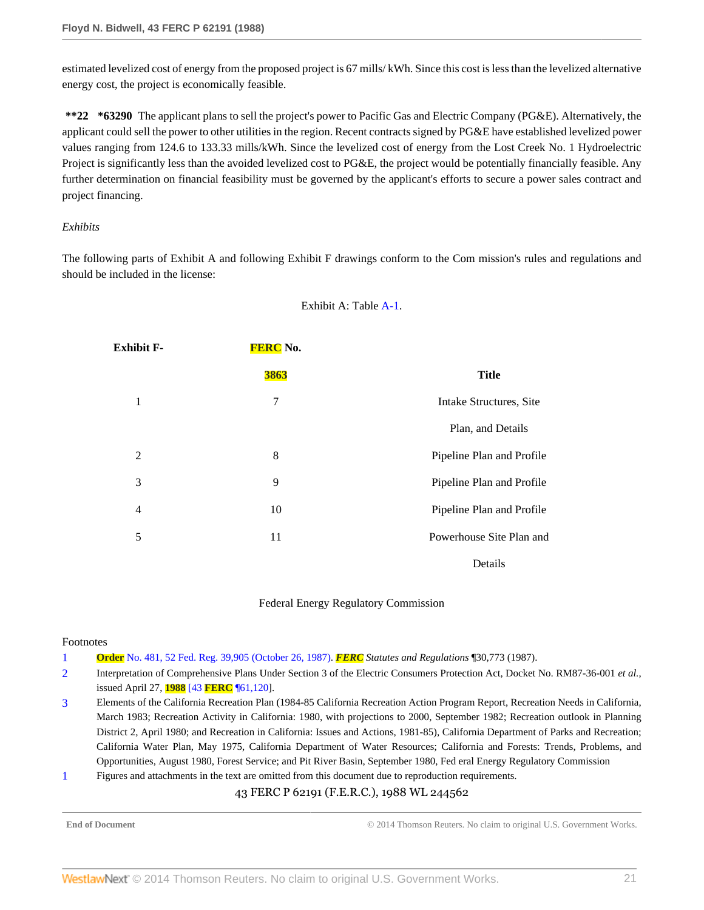estimated levelized cost of energy from the proposed project is 67 mills/ kWh. Since this cost is less than the levelized alternative energy cost, the project is economically feasible.

**\*\*22 \*63290** The applicant plans to sell the project's power to Pacific Gas and Electric Company (PG&E). Alternatively, the applicant could sell the power to other utilities in the region. Recent contracts signed by PG&E have established levelized power values ranging from 124.6 to 133.33 mills/kWh. Since the levelized cost of energy from the Lost Creek No. 1 Hydroelectric Project is significantly less than the avoided levelized cost to PG&E, the project would be potentially financially feasible. Any further determination on financial feasibility must be governed by the applicant's efforts to secure a power sales contract and project financing.

*Exhibits*

The following parts of Exhibit A and following Exhibit F drawings conform to the Com mission's rules and regulations and should be included in the license:

Exhibit A: Table A-1.

| Exhibit F- | FERC No. 3863 | Title |
|---|---|---|
| 1 | 7 | Intake Structures, Site Plan, and Details |
| 2 | 8 | Pipeline Plan and Profile |
| 3 | 9 | Pipeline Plan and Profile |
| 4 | 10 | Pipeline Plan and Profile |
| 5 | 11 | Powerhouse Site Plan and Details |

Federal Energy Regulatory Commission

Footnotes

1 Order No. 481, 52 Fed. Reg. 39,905 (October 26, 1987). *FERC Statutes and Regulations* ¶30,773 (1987).

2 Interpretation of Comprehensive Plans Under Section 3 of the Electric Consumers Protection Act, Docket No. RM87-36-001 *et al.*, issued April 27, 1988 [43 FERC ¶61,120].

3 Elements of the California Recreation Plan (1984-85 California Recreation Action Program Report, Recreation Needs in California, March 1983; Recreation Activity in California: 1980, with projections to 2000, September 1982; Recreation outlook in Planning District 2, April 1980; and Recreation in California: Issues and Actions, 1981-85), California Department of Parks and Recreation; California Water Plan, May 1975, California Department of Water Resources; California and Forests: Trends, Problems, and Opportunities, August 1980, Forest Service; and Pit River Basin, September 1980, Fed eral Energy Regulatory Commission

1 Figures and attachments in the text are omitted from this document due to reproduction requirements.

43 FERC P 62191 (F.E.R.C.), 1988 WL 244562

End of Document © 2014 Thomson Reuters. No claim to original U.S. Government Works.